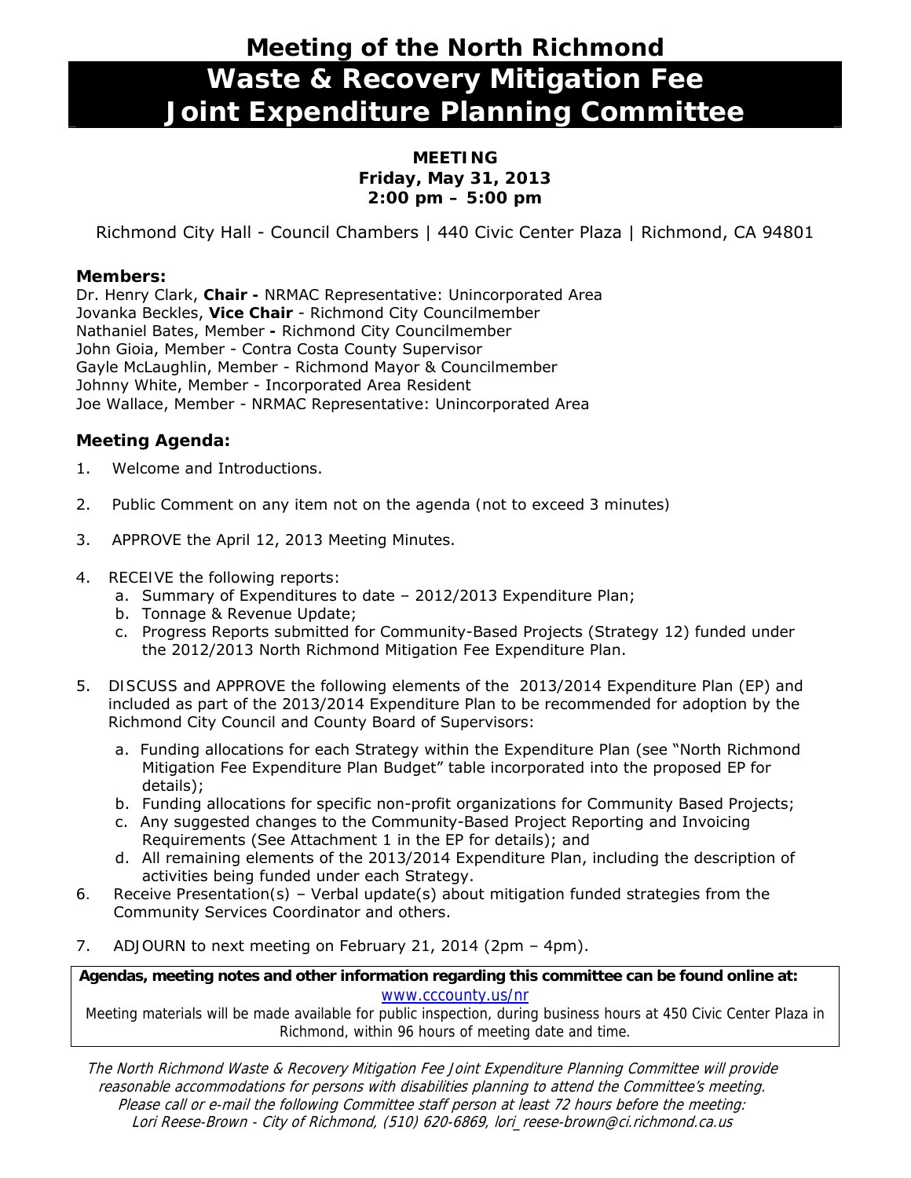# Meeting of the North Richmond

# Waste & Recovery Mitigation Fee Joint Expenditure Planning Committee

**MEETING**
**Friday, May 31, 2013**
**2:00 pm – 5:00 pm**

Richmond City Hall - Council Chambers | 440 Civic Center Plaza | Richmond, CA 94801

### Members:

Dr. Henry Clark, **Chair -** NRMAC Representative: Unincorporated Area
Jovanka Beckles, **Vice Chair** - Richmond City Councilmember
Nathaniel Bates, Member **-** Richmond City Councilmember
John Gioia, Member - Contra Costa County Supervisor
Gayle McLaughlin, Member - Richmond Mayor & Councilmember
Johnny White, Member - Incorporated Area Resident
Joe Wallace, Member - NRMAC Representative: Unincorporated Area

### Meeting Agenda:

1. Welcome and Introductions.
2. Public Comment on any item not on the agenda (not to exceed 3 minutes)
3. APPROVE the April 12, 2013 Meeting Minutes.
4. RECEIVE the following reports:
   a. Summary of Expenditures to date – 2012/2013 Expenditure Plan;
   b. Tonnage & Revenue Update;
   c. Progress Reports submitted for Community-Based Projects (Strategy 12) funded under the 2012/2013 North Richmond Mitigation Fee Expenditure Plan.
5. DISCUSS and APPROVE the following elements of the 2013/2014 Expenditure Plan (EP) and included as part of the 2013/2014 Expenditure Plan to be recommended for adoption by the Richmond City Council and County Board of Supervisors:
   a. Funding allocations for each Strategy within the Expenditure Plan (see "North Richmond Mitigation Fee Expenditure Plan Budget" table incorporated into the proposed EP for details);
   b. Funding allocations for specific non-profit organizations for Community Based Projects;
   c. Any suggested changes to the Community-Based Project Reporting and Invoicing Requirements (See Attachment 1 in the EP for details); and
   d. All remaining elements of the 2013/2014 Expenditure Plan, including the description of activities being funded under each Strategy.
6. Receive Presentation(s) – Verbal update(s) about mitigation funded strategies from the Community Services Coordinator and others.
7. ADJOURN to next meeting on February 21, 2014 (2pm – 4pm).

**Agendas, meeting notes and other information regarding this committee can be found online at:**
www.cccounty.us/nr
Meeting materials will be made available for public inspection, during business hours at 450 Civic Center Plaza in Richmond, within 96 hours of meeting date and time.

*The North Richmond Waste & Recovery Mitigation Fee Joint Expenditure Planning Committee will provide reasonable accommodations for persons with disabilities planning to attend the Committee's meeting. Please call or e-mail the following Committee staff person at least 72 hours before the meeting: Lori Reese-Brown - City of Richmond, (510) 620-6869, lori_reese-brown@ci.richmond.ca.us*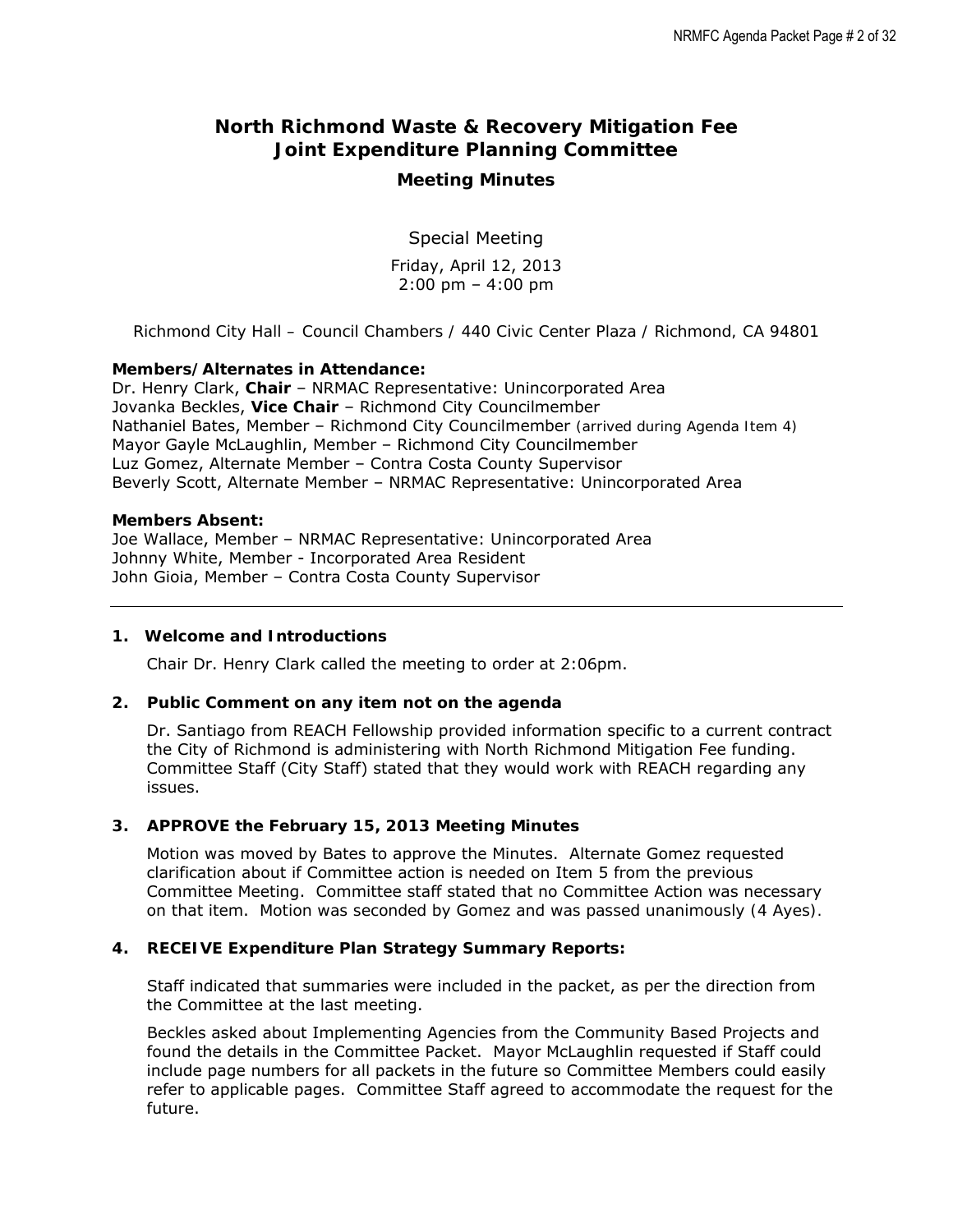# North Richmond Waste & Recovery Mitigation Fee Joint Expenditure Planning Committee

## Meeting Minutes

Special Meeting

Friday, April 12, 2013
2:00 pm – 4:00 pm

Richmond City Hall – Council Chambers / 440 Civic Center Plaza / Richmond, CA 94801

**Members/Alternates in Attendance:**
Dr. Henry Clark, **Chair** – NRMAC Representative: Unincorporated Area
Jovanka Beckles, **Vice Chair** – Richmond City Councilmember
Nathaniel Bates, Member – Richmond City Councilmember (arrived during Agenda Item 4)
Mayor Gayle McLaughlin, Member – Richmond City Councilmember
Luz Gomez, Alternate Member – Contra Costa County Supervisor
Beverly Scott, Alternate Member – NRMAC Representative: Unincorporated Area

**Members Absent:**
Joe Wallace, Member – NRMAC Representative: Unincorporated Area
Johnny White, Member - Incorporated Area Resident
John Gioia, Member – Contra Costa County Supervisor

---

**1. Welcome and Introductions**

Chair Dr. Henry Clark called the meeting to order at 2:06pm.

**2. Public Comment on any item not on the agenda**

Dr. Santiago from REACH Fellowship provided information specific to a current contract the City of Richmond is administering with North Richmond Mitigation Fee funding. Committee Staff (City Staff) stated that they would work with REACH regarding any issues.

**3. APPROVE the February 15, 2013 Meeting Minutes**

Motion was moved by Bates to approve the Minutes. Alternate Gomez requested clarification about if Committee action is needed on Item 5 from the previous Committee Meeting. Committee staff stated that no Committee Action was necessary on that item. Motion was seconded by Gomez and was passed unanimously (4 Ayes).

**4. RECEIVE Expenditure Plan Strategy Summary Reports:**

Staff indicated that summaries were included in the packet, as per the direction from the Committee at the last meeting.

Beckles asked about Implementing Agencies from the Community Based Projects and found the details in the Committee Packet. Mayor McLaughlin requested if Staff could include page numbers for all packets in the future so Committee Members could easily refer to applicable pages. Committee Staff agreed to accommodate the request for the future.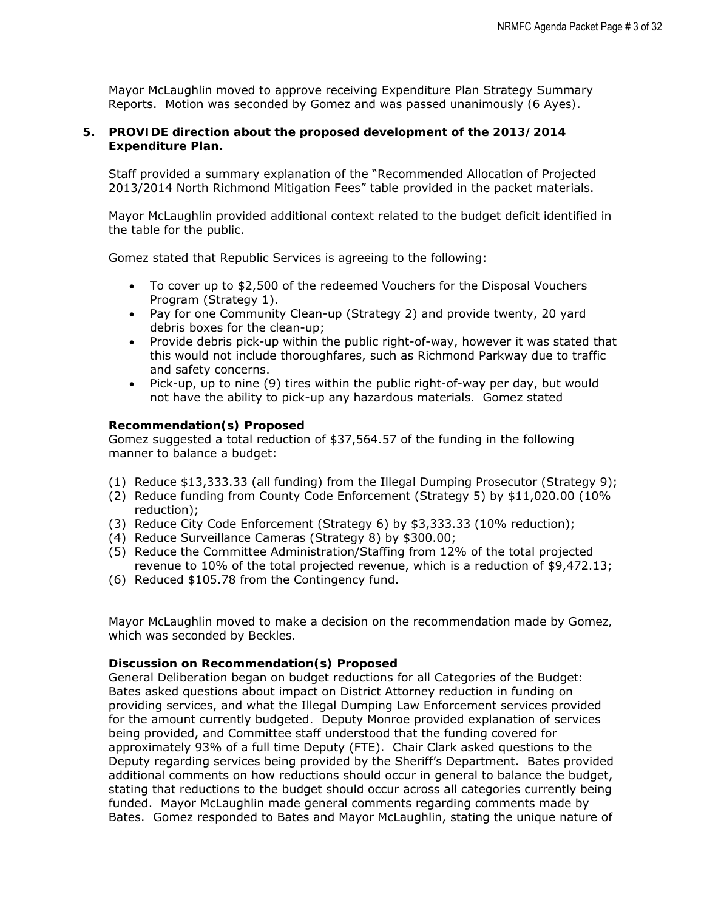Mayor McLaughlin moved to approve receiving Expenditure Plan Strategy Summary Reports. Motion was seconded by Gomez and was passed unanimously (6 Ayes).

**5. PROVIDE direction about the proposed development of the 2013/2014 Expenditure Plan.**

Staff provided a summary explanation of the "Recommended Allocation of Projected 2013/2014 North Richmond Mitigation Fees" table provided in the packet materials.

Mayor McLaughlin provided additional context related to the budget deficit identified in the table for the public.

Gomez stated that Republic Services is agreeing to the following:

- To cover up to $2,500 of the redeemed Vouchers for the Disposal Vouchers Program (Strategy 1).
- Pay for one Community Clean-up (Strategy 2) and provide twenty, 20 yard debris boxes for the clean-up;
- Provide debris pick-up within the public right-of-way, however it was stated that this would not include thoroughfares, such as Richmond Parkway due to traffic and safety concerns.
- Pick-up, up to nine (9) tires within the public right-of-way per day, but would not have the ability to pick-up any hazardous materials. Gomez stated

**Recommendation(s) Proposed**

Gomez suggested a total reduction of $37,564.57 of the funding in the following manner to balance a budget:

(1) Reduce $13,333.33 (all funding) from the Illegal Dumping Prosecutor (Strategy 9);
(2) Reduce funding from County Code Enforcement (Strategy 5) by $11,020.00 (10% reduction);
(3) Reduce City Code Enforcement (Strategy 6) by $3,333.33 (10% reduction);
(4) Reduce Surveillance Cameras (Strategy 8) by $300.00;
(5) Reduce the Committee Administration/Staffing from 12% of the total projected revenue to 10% of the total projected revenue, which is a reduction of $9,472.13;
(6) Reduced $105.78 from the Contingency fund.

Mayor McLaughlin moved to make a decision on the recommendation made by Gomez, which was seconded by Beckles.

**Discussion on Recommendation(s) Proposed**

General Deliberation began on budget reductions for all Categories of the Budget: Bates asked questions about impact on District Attorney reduction in funding on providing services, and what the Illegal Dumping Law Enforcement services provided for the amount currently budgeted. Deputy Monroe provided explanation of services being provided, and Committee staff understood that the funding covered for approximately 93% of a full time Deputy (FTE). Chair Clark asked questions to the Deputy regarding services being provided by the Sheriff's Department. Bates provided additional comments on how reductions should occur in general to balance the budget, stating that reductions to the budget should occur across all categories currently being funded. Mayor McLaughlin made general comments regarding comments made by Bates. Gomez responded to Bates and Mayor McLaughlin, stating the unique nature of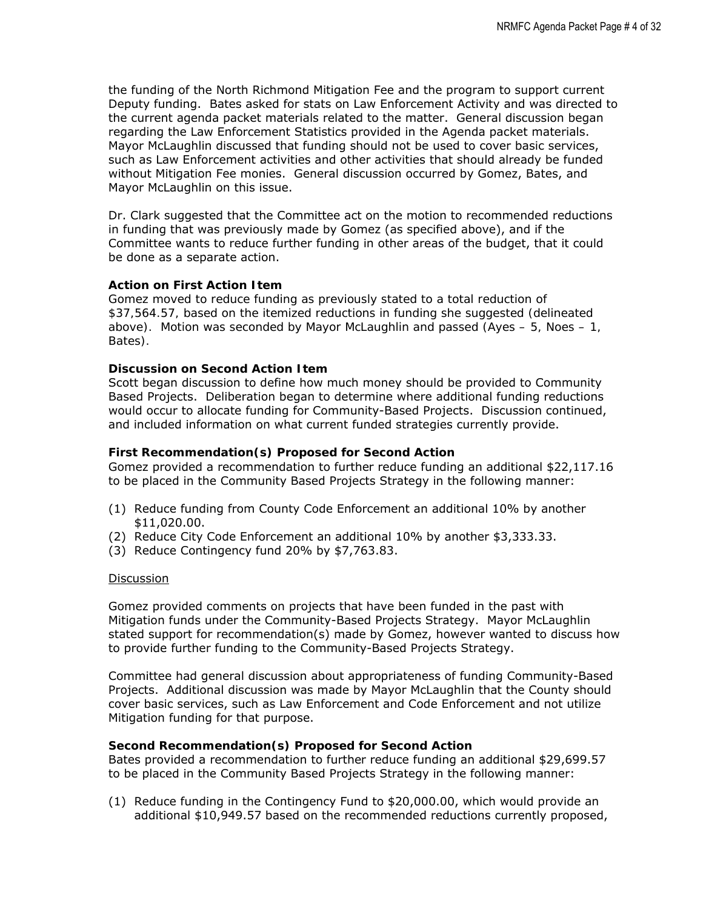the funding of the North Richmond Mitigation Fee and the program to support current Deputy funding. Bates asked for stats on Law Enforcement Activity and was directed to the current agenda packet materials related to the matter. General discussion began regarding the Law Enforcement Statistics provided in the Agenda packet materials. Mayor McLaughlin discussed that funding should not be used to cover basic services, such as Law Enforcement activities and other activities that should already be funded without Mitigation Fee monies. General discussion occurred by Gomez, Bates, and Mayor McLaughlin on this issue.

Dr. Clark suggested that the Committee act on the motion to recommended reductions in funding that was previously made by Gomez (as specified above), and if the Committee wants to reduce further funding in other areas of the budget, that it could be done as a separate action.

**Action on First Action Item**

Gomez moved to reduce funding as previously stated to a total reduction of $37,564.57, based on the itemized reductions in funding she suggested (delineated above). Motion was seconded by Mayor McLaughlin and passed (Ayes – 5, Noes – 1, Bates).

**Discussion on Second Action Item**

Scott began discussion to define how much money should be provided to Community Based Projects. Deliberation began to determine where additional funding reductions would occur to allocate funding for Community-Based Projects. Discussion continued, and included information on what current funded strategies currently provide.

**First Recommendation(s) Proposed for Second Action**

Gomez provided a recommendation to further reduce funding an additional $22,117.16 to be placed in the Community Based Projects Strategy in the following manner:

(1) Reduce funding from County Code Enforcement an additional 10% by another $11,020.00.
(2) Reduce City Code Enforcement an additional 10% by another $3,333.33.
(3) Reduce Contingency fund 20% by $7,763.83.

<u>Discussion</u>

Gomez provided comments on projects that have been funded in the past with Mitigation funds under the Community-Based Projects Strategy. Mayor McLaughlin stated support for recommendation(s) made by Gomez, however wanted to discuss how to provide further funding to the Community-Based Projects Strategy.

Committee had general discussion about appropriateness of funding Community-Based Projects. Additional discussion was made by Mayor McLaughlin that the County should cover basic services, such as Law Enforcement and Code Enforcement and not utilize Mitigation funding for that purpose.

**Second Recommendation(s) Proposed for Second Action**

Bates provided a recommendation to further reduce funding an additional $29,699.57 to be placed in the Community Based Projects Strategy in the following manner:

(1) Reduce funding in the Contingency Fund to $20,000.00, which would provide an additional $10,949.57 based on the recommended reductions currently proposed,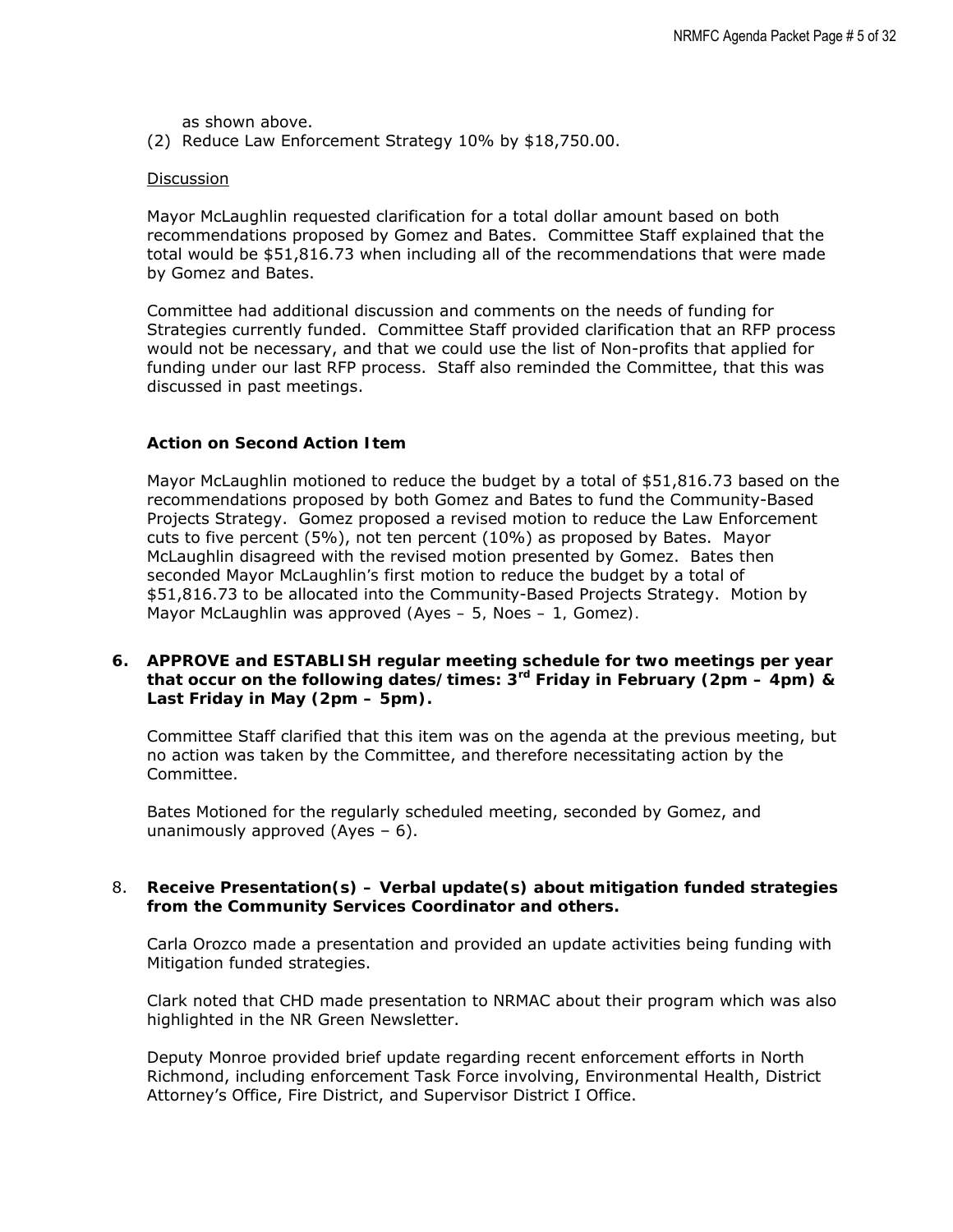as shown above.

(2) Reduce Law Enforcement Strategy 10% by $18,750.00.

<u>Discussion</u>

Mayor McLaughlin requested clarification for a total dollar amount based on both recommendations proposed by Gomez and Bates. Committee Staff explained that the total would be $51,816.73 when including all of the recommendations that were made by Gomez and Bates.

Committee had additional discussion and comments on the needs of funding for Strategies currently funded. Committee Staff provided clarification that an RFP process would not be necessary, and that we could use the list of Non-profits that applied for funding under our last RFP process. Staff also reminded the Committee, that this was discussed in past meetings.

**Action on Second Action Item**

Mayor McLaughlin motioned to reduce the budget by a total of $51,816.73 based on the recommendations proposed by both Gomez and Bates to fund the Community-Based Projects Strategy. Gomez proposed a revised motion to reduce the Law Enforcement cuts to five percent (5%), not ten percent (10%) as proposed by Bates. Mayor McLaughlin disagreed with the revised motion presented by Gomez. Bates then seconded Mayor McLaughlin's first motion to reduce the budget by a total of $51,816.73 to be allocated into the Community-Based Projects Strategy. Motion by Mayor McLaughlin was approved (Ayes – 5, Noes – 1, Gomez).

**6. APPROVE and ESTABLISH regular meeting schedule for two meetings per year that occur on the following dates/times: 3rd Friday in February (2pm – 4pm) & Last Friday in May (2pm – 5pm).**

Committee Staff clarified that this item was on the agenda at the previous meeting, but no action was taken by the Committee, and therefore necessitating action by the Committee.

Bates Motioned for the regularly scheduled meeting, seconded by Gomez, and unanimously approved (Ayes – 6).

8. **Receive Presentation(s) – Verbal update(s) about mitigation funded strategies from the Community Services Coordinator and others.**

Carla Orozco made a presentation and provided an update activities being funding with Mitigation funded strategies.

Clark noted that CHD made presentation to NRMAC about their program which was also highlighted in the NR Green Newsletter.

Deputy Monroe provided brief update regarding recent enforcement efforts in North Richmond, including enforcement Task Force involving, Environmental Health, District Attorney's Office, Fire District, and Supervisor District I Office.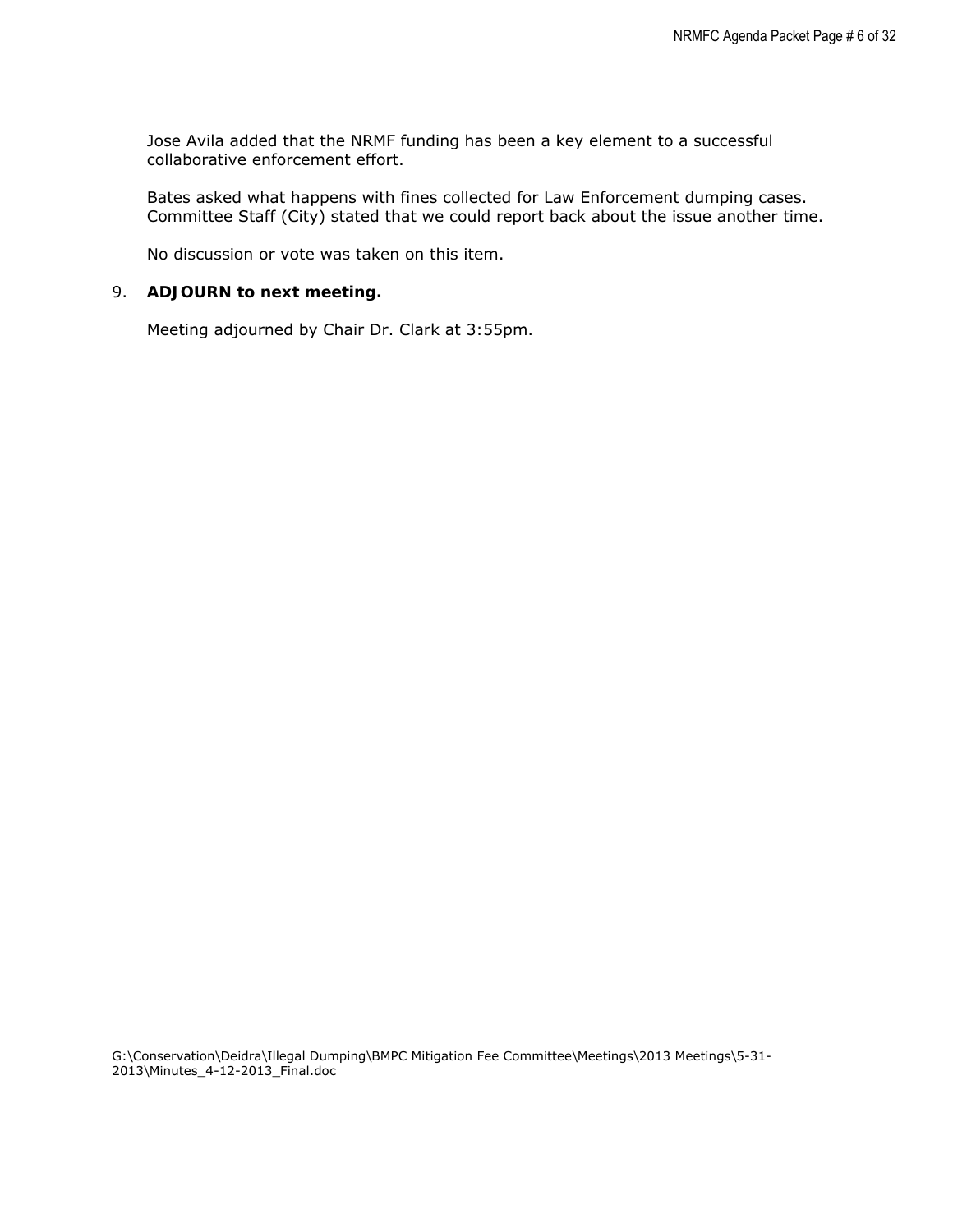Jose Avila added that the NRMF funding has been a key element to a successful collaborative enforcement effort.

Bates asked what happens with fines collected for Law Enforcement dumping cases. Committee Staff (City) stated that we could report back about the issue another time.

No discussion or vote was taken on this item.

9. **ADJOURN to next meeting.**

   Meeting adjourned by Chair Dr. Clark at 3:55pm.

G:\Conservation\Deidra\Illegal Dumping\BMPC Mitigation Fee Committee\Meetings\2013 Meetings\5-31-2013\Minutes_4-12-2013_Final.doc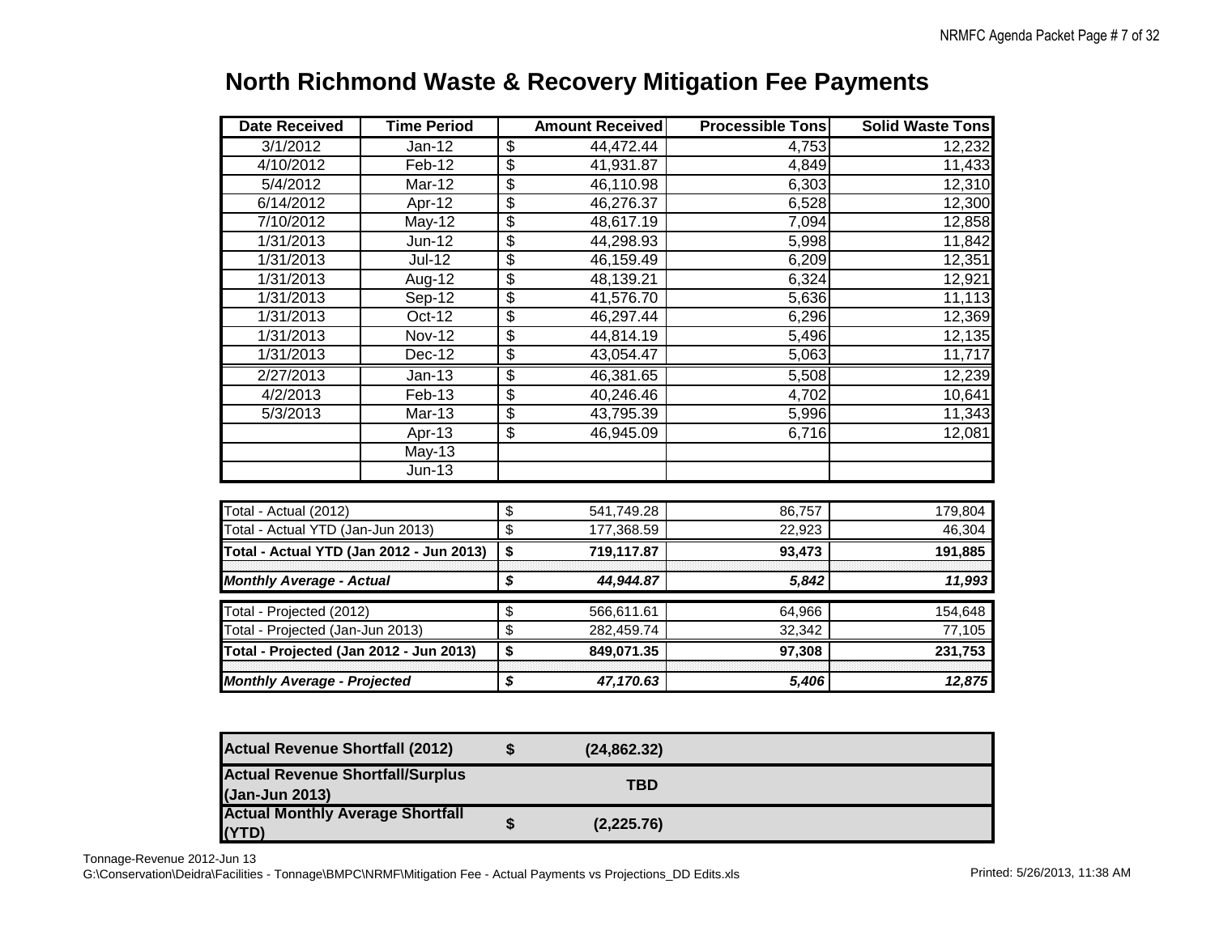# North Richmond Waste & Recovery Mitigation Fee Payments

| Date Received | Time Period | Amount Received | Processible Tons | Solid Waste Tons |
|---|---|---|---|---|
| 3/1/2012 | Jan-12 | $ 44,472.44 | 4,753 | 12,232 |
| 4/10/2012 | Feb-12 | $ 41,931.87 | 4,849 | 11,433 |
| 5/4/2012 | Mar-12 | $ 46,110.98 | 6,303 | 12,310 |
| 6/14/2012 | Apr-12 | $ 46,276.37 | 6,528 | 12,300 |
| 7/10/2012 | May-12 | $ 48,617.19 | 7,094 | 12,858 |
| 1/31/2013 | Jun-12 | $ 44,298.93 | 5,998 | 11,842 |
| 1/31/2013 | Jul-12 | $ 46,159.49 | 6,209 | 12,351 |
| 1/31/2013 | Aug-12 | $ 48,139.21 | 6,324 | 12,921 |
| 1/31/2013 | Sep-12 | $ 41,576.70 | 5,636 | 11,113 |
| 1/31/2013 | Oct-12 | $ 46,297.44 | 6,296 | 12,369 |
| 1/31/2013 | Nov-12 | $ 44,814.19 | 5,496 | 12,135 |
| 1/31/2013 | Dec-12 | $ 43,054.47 | 5,063 | 11,717 |
| 2/27/2013 | Jan-13 | $ 46,381.65 | 5,508 | 12,239 |
| 4/2/2013 | Feb-13 | $ 40,246.46 | 4,702 | 10,641 |
| 5/3/2013 | Mar-13 | $ 43,795.39 | 5,996 | 11,343 |
| | Apr-13 | $ 46,945.09 | 6,716 | 12,081 |
| | May-13 | | | |
| | Jun-13 | | | |

| | Amount | Processible Tons | Solid Waste Tons |
|---|---|---|---|
| Total - Actual (2012) | $ 541,749.28 | 86,757 | 179,804 |
| Total - Actual YTD (Jan-Jun 2013) | $ 177,368.59 | 22,923 | 46,304 |
| **Total - Actual YTD (Jan 2012 - Jun 2013)** | **$ 719,117.87** | **93,473** | **191,885** |
| ***Monthly Average - Actual*** | ***$ 44,944.87*** | ***5,842*** | ***11,993*** |
| Total - Projected (2012) | $ 566,611.61 | 64,966 | 154,648 |
| Total - Projected (Jan-Jun 2013) | $ 282,459.74 | 32,342 | 77,105 |
| **Total - Projected (Jan 2012 - Jun 2013)** | **$ 849,071.35** | **97,308** | **231,753** |
| ***Monthly Average - Projected*** | ***$ 47,170.63*** | ***5,406*** | ***12,875*** |

| | |
|---|---|
| **Actual Revenue Shortfall (2012)** | **$ (24,862.32)** |
| **Actual Revenue Shortfall/Surplus (Jan-Jun 2013)** | **TBD** |
| **Actual Monthly Average Shortfall (YTD)** | **$ (2,225.76)** |

Tonnage-Revenue 2012-Jun 13
G:\Conservation\Deidra\Facilities - Tonnage\BMPC\NRMF\Mitigation Fee - Actual Payments vs Projections_DD Edits.xls

Printed: 5/26/2013, 11:38 AM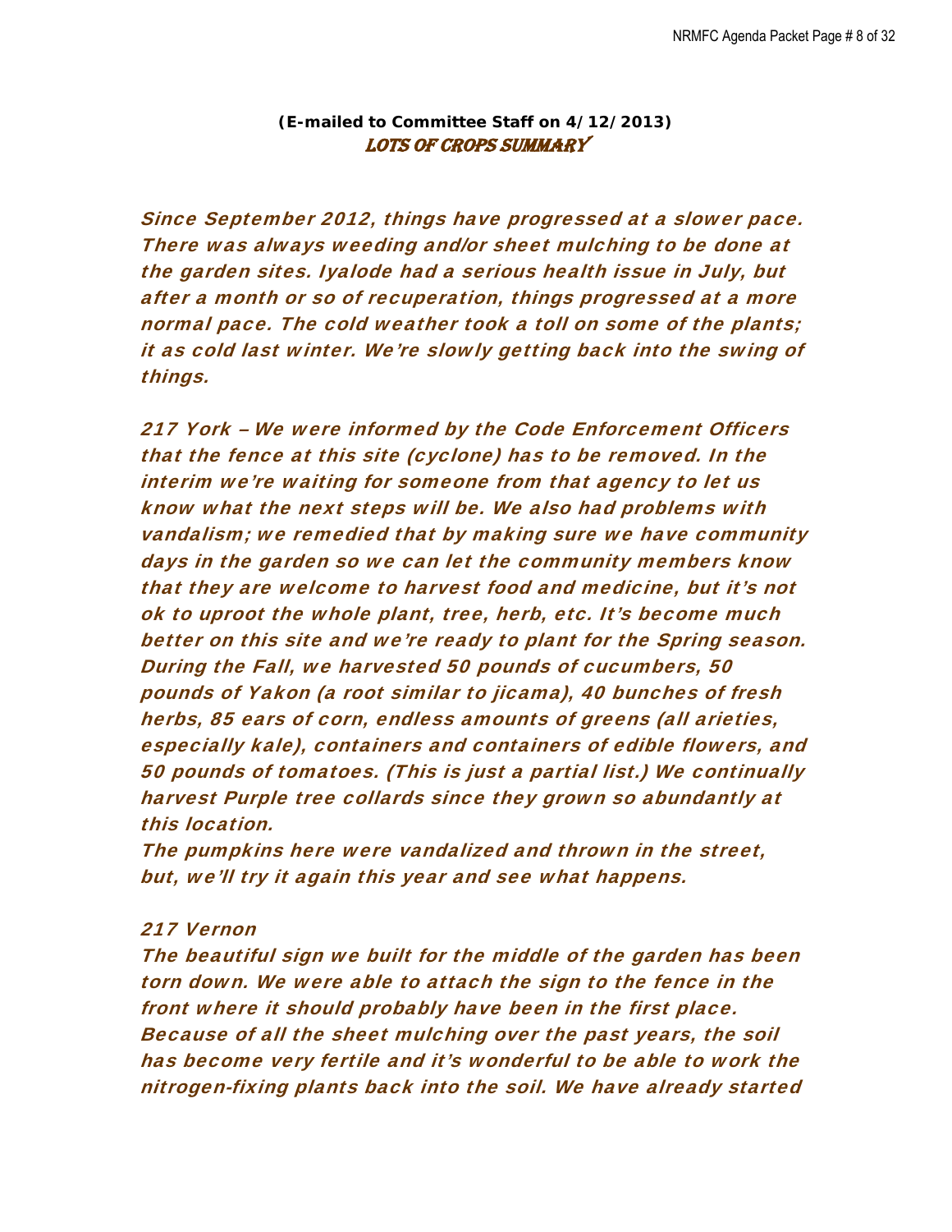**(E-mailed to Committee Staff on 4/12/2013)**

## LOTS OF CROPS SUMMARY

*Since September 2012, things have progressed at a slower pace. There was always weeding and/or sheet mulching to be done at the garden sites. Iyalode had a serious health issue in July, but after a month or so of recuperation, things progressed at a more normal pace. The cold weather took a toll on some of the plants; it as cold last winter. We're slowly getting back into the swing of things.*

*217 York – We were informed by the Code Enforcement Officers that the fence at this site (cyclone) has to be removed. In the interim we're waiting for someone from that agency to let us know what the next steps will be. We also had problems with vandalism; we remedied that by making sure we have community days in the garden so we can let the community members know that they are welcome to harvest food and medicine, but it's not ok to uproot the whole plant, tree, herb, etc. It's become much better on this site and we're ready to plant for the Spring season. During the Fall, we harvested 50 pounds of cucumbers, 50 pounds of Yakon (a root similar to jicama), 40 bunches of fresh herbs, 85 ears of corn, endless amounts of greens (all arieties, especially kale), containers and containers of edible flowers, and 50 pounds of tomatoes. (This is just a partial list.) We continually harvest Purple tree collards since they grown so abundantly at this location.*
*The pumpkins here were vandalized and thrown in the street, but, we'll try it again this year and see what happens.*

*217 Vernon*
*The beautiful sign we built for the middle of the garden has been torn down. We were able to attach the sign to the fence in the front where it should probably have been in the first place. Because of all the sheet mulching over the past years, the soil has become very fertile and it's wonderful to be able to work the nitrogen-fixing plants back into the soil. We have already started*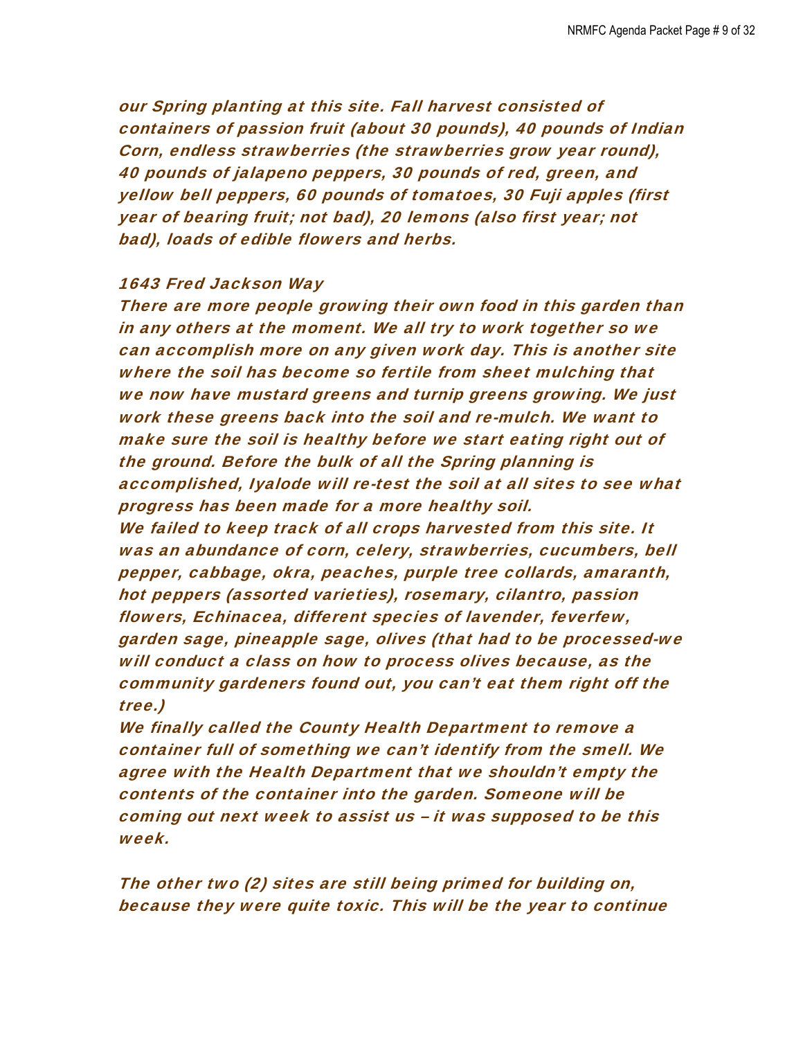*our Spring planting at this site. Fall harvest consisted of containers of passion fruit (about 30 pounds), 40 pounds of Indian Corn, endless strawberries (the strawberries grow year round), 40 pounds of jalapeno peppers, 30 pounds of red, green, and yellow bell peppers, 60 pounds of tomatoes, 30 Fuji apples (first year of bearing fruit; not bad), 20 lemons (also first year; not bad), loads of edible flowers and herbs.*

*1643 Fred Jackson Way*

*There are more people growing their own food in this garden than in any others at the moment. We all try to work together so we can accomplish more on any given work day. This is another site where the soil has become so fertile from sheet mulching that we now have mustard greens and turnip greens growing. We just work these greens back into the soil and re-mulch. We want to make sure the soil is healthy before we start eating right out of the ground. Before the bulk of all the Spring planning is accomplished, Iyalode will re-test the soil at all sites to see what progress has been made for a more healthy soil.*

*We failed to keep track of all crops harvested from this site. It was an abundance of corn, celery, strawberries, cucumbers, bell pepper, cabbage, okra, peaches, purple tree collards, amaranth, hot peppers (assorted varieties), rosemary, cilantro, passion flowers, Echinacea, different species of lavender, feverfew, garden sage, pineapple sage, olives (that had to be processed-we will conduct a class on how to process olives because, as the community gardeners found out, you can't eat them right off the tree.)*

*We finally called the County Health Department to remove a container full of something we can't identify from the smell. We agree with the Health Department that we shouldn't empty the contents of the container into the garden. Someone will be coming out next week to assist us – it was supposed to be this week.*

*The other two (2) sites are still being primed for building on, because they were quite toxic. This will be the year to continue*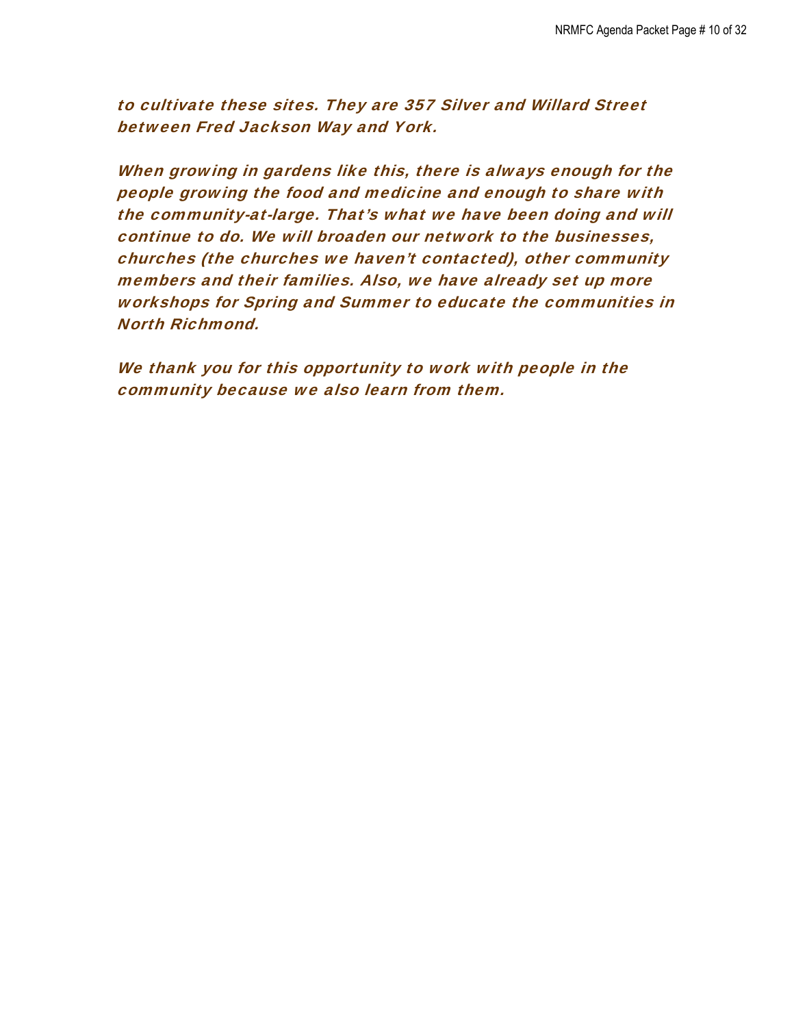*to cultivate these sites. They are 357 Silver and Willard Street between Fred Jackson Way and York.*

*When growing in gardens like this, there is always enough for the people growing the food and medicine and enough to share with the community-at-large. That's what we have been doing and will continue to do. We will broaden our network to the businesses, churches (the churches we haven't contacted), other community members and their families. Also, we have already set up more workshops for Spring and Summer to educate the communities in North Richmond.*

*We thank you for this opportunity to work with people in the community because we also learn from them.*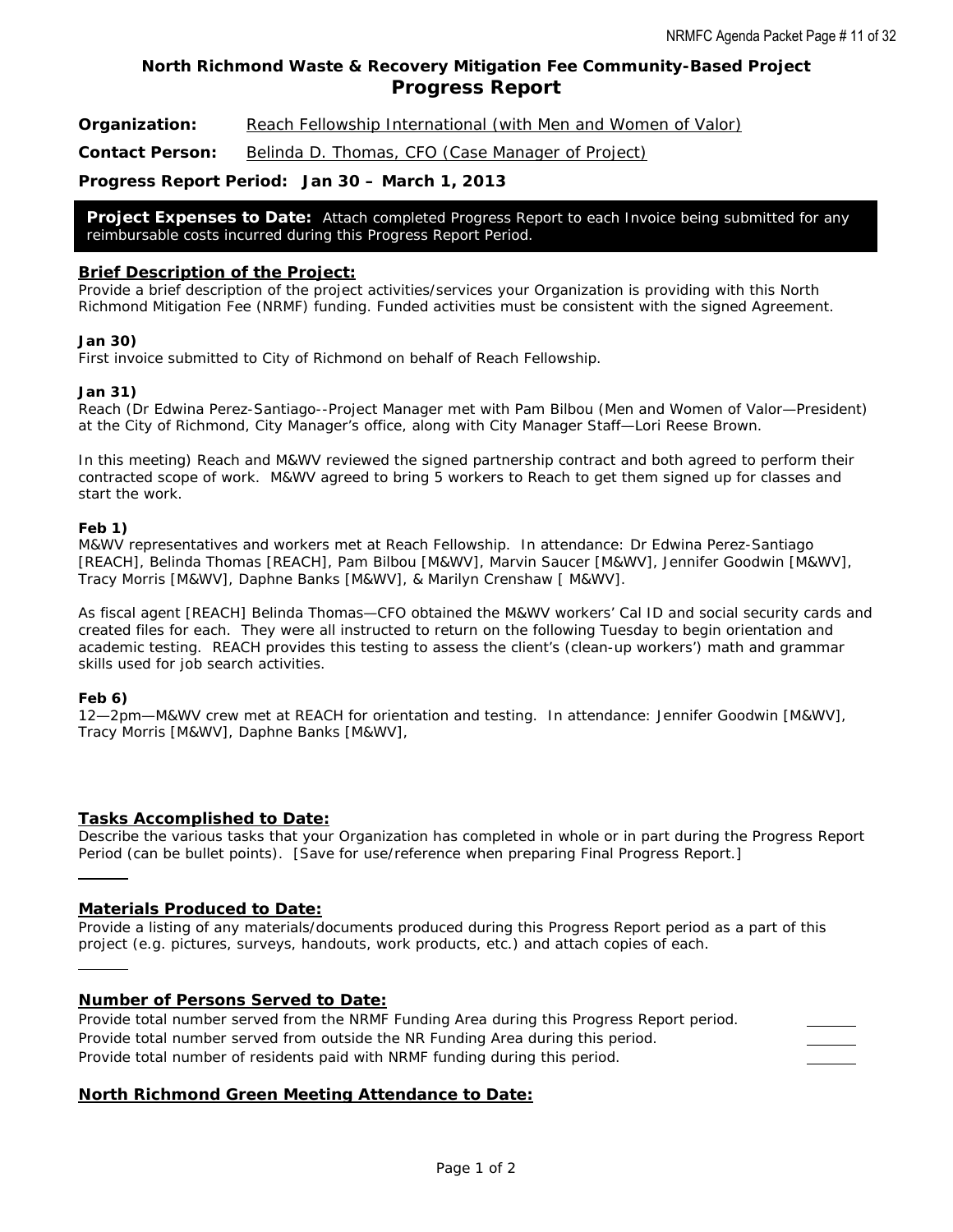## North Richmond Waste & Recovery Mitigation Fee Community-Based Project

# Progress Report

**Organization:** Reach Fellowship International (with Men and Women of Valor)

**Contact Person:** Belinda D. Thomas, CFO (Case Manager of Project)

**Progress Report Period: Jan 30 – March 1, 2013**

**Project Expenses to Date:** Attach completed Progress Report to each Invoice being submitted for any reimbursable costs incurred during this Progress Report Period.

### Brief Description of the Project:

Provide a brief description of the project activities/services your Organization is providing with this North Richmond Mitigation Fee (NRMF) funding. Funded activities must be consistent with the signed Agreement.

**Jan 30)**
First invoice submitted to City of Richmond on behalf of Reach Fellowship.

**Jan 31)**
Reach (Dr Edwina Perez-Santiago--Project Manager met with Pam Bilbou (Men and Women of Valor—President) at the City of Richmond, City Manager's office, along with City Manager Staff—Lori Reese Brown.

In this meeting) Reach and M&WV reviewed the signed partnership contract and both agreed to perform their contracted scope of work. M&WV agreed to bring 5 workers to Reach to get them signed up for classes and start the work.

**Feb 1)**
M&WV representatives and workers met at Reach Fellowship. In attendance: Dr Edwina Perez-Santiago [REACH], Belinda Thomas [REACH], Pam Bilbou [M&WV], Marvin Saucer [M&WV], Jennifer Goodwin [M&WV], Tracy Morris [M&WV], Daphne Banks [M&WV], & Marilyn Crenshaw [ M&WV].

As fiscal agent [REACH] Belinda Thomas—CFO obtained the M&WV workers' Cal ID and social security cards and created files for each. They were all instructed to return on the following Tuesday to begin orientation and academic testing. REACH provides this testing to assess the client's (clean-up workers') math and grammar skills used for job search activities.

**Feb 6)**
12—2pm—M&WV crew met at REACH for orientation and testing. In attendance: Jennifer Goodwin [M&WV], Tracy Morris [M&WV], Daphne Banks [M&WV],

### Tasks Accomplished to Date:

Describe the various tasks that your Organization has completed in whole or in part during the Progress Report Period (can be bullet points). [Save for use/reference when preparing Final Progress Report.]

### Materials Produced to Date:

Provide a listing of any materials/documents produced during this Progress Report period as a part of this project (e.g. pictures, surveys, handouts, work products, etc.) and attach copies of each.

### Number of Persons Served to Date:

Provide total number served from the NRMF Funding Area during this Progress Report period. ______

Provide total number served from outside the NR Funding Area during this period. ______

Provide total number of residents paid with NRMF funding during this period. ______

### North Richmond Green Meeting Attendance to Date: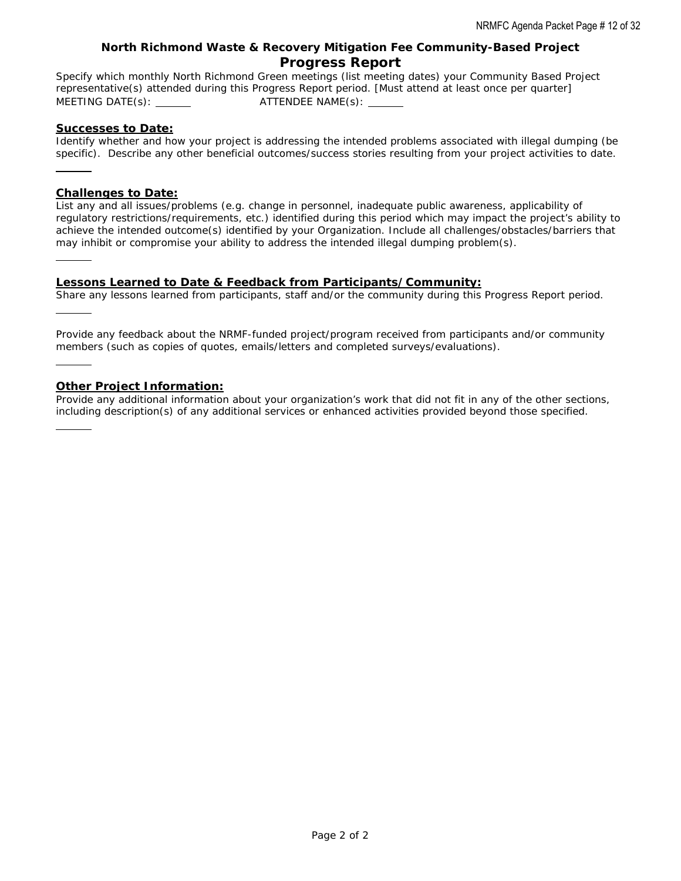**North Richmond Waste & Recovery Mitigation Fee Community-Based Project**

# Progress Report

Specify which monthly North Richmond Green meetings (list meeting dates) your Community Based Project representative(s) attended during this Progress Report period. [Must attend at least once per quarter]

MEETING DATE(s): ______ ATTENDEE NAME(s): ______

## Successes to Date:

Identify whether and how your project is addressing the intended problems associated with illegal dumping (be specific). Describe any other beneficial outcomes/success stories resulting from your project activities to date.

______

## Challenges to Date:

List any and all issues/problems (e.g. change in personnel, inadequate public awareness, applicability of regulatory restrictions/requirements, etc.) identified during this period which may impact the project's ability to achieve the intended outcome(s) identified by your Organization. Include all challenges/obstacles/barriers that may inhibit or compromise your ability to address the intended illegal dumping problem(s).

______

## Lessons Learned to Date & Feedback from Participants/Community:

Share any lessons learned from participants, staff and/or the community during this Progress Report period.

______

Provide any feedback about the NRMF-funded project/program received from participants and/or community members (such as copies of quotes, emails/letters and completed surveys/evaluations).

______

## Other Project Information:

Provide any additional information about your organization's work that did not fit in any of the other sections, including description(s) of any additional services or enhanced activities provided beyond those specified.

______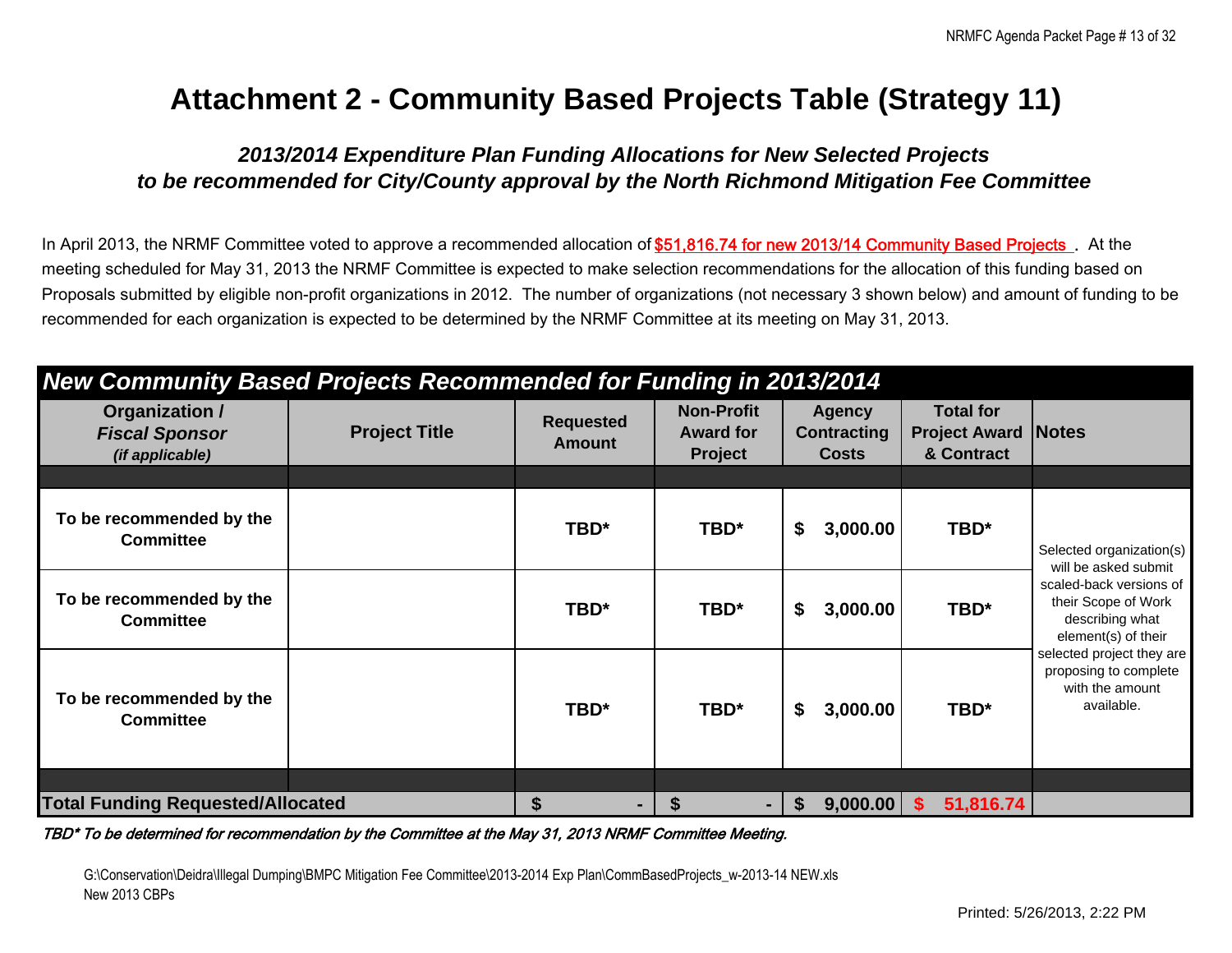# Attachment 2 - Community Based Projects Table (Strategy 11)

### *2013/2014 Expenditure Plan Funding Allocations for New Selected Projects to be recommended for City/County approval by the North Richmond Mitigation Fee Committee*

In April 2013, the NRMF Committee voted to approve a recommended allocation of **$51,816.74 for new 2013/14 Community Based Projects** . At the meeting scheduled for May 31, 2013 the NRMF Committee is expected to make selection recommendations for the allocation of this funding based on Proposals submitted by eligible non-profit organizations in 2012. The number of organizations (not necessary 3 shown below) and amount of funding to be recommended for each organization is expected to be determined by the NRMF Committee at its meeting on May 31, 2013.

| ***New Community Based Projects Recommended for Funding in 2013/2014*** | | | | | | |
|---|---|---|---|---|---|---|
| **Organization / *Fiscal Sponsor* *(if applicable)*** | **Project Title** | **Requested Amount** | **Non-Profit Award for Project** | **Agency Contracting Costs** | **Total for Project Award & Contract** | **Notes** |
| **To be recommended by the Committee** | | **TBD*** | **TBD*** | **$ 3,000.00** | **TBD*** | Selected organization(s) will be asked submit scaled-back versions of their Scope of Work describing what element(s) of their selected project they are proposing to complete with the amount available. |
| **To be recommended by the Committee** | | **TBD*** | **TBD*** | **$ 3,000.00** | **TBD*** | |
| **To be recommended by the Committee** | | **TBD*** | **TBD*** | **$ 3,000.00** | **TBD*** | |
| **Total Funding Requested/Allocated** | | **$ -** | **$ -** | **$ 9,000.00** | **$ 51,816.74** | |

***TBD* To be determined for recommendation by the Committee at the May 31, 2013 NRMF Committee Meeting.***

G:\Conservation\Deidra\Illegal Dumping\BMPC Mitigation Fee Committee\2013-2014 Exp Plan\CommBasedProjects_w-2013-14 NEW.xls
New 2013 CBPs

Printed: 5/26/2013, 2:22 PM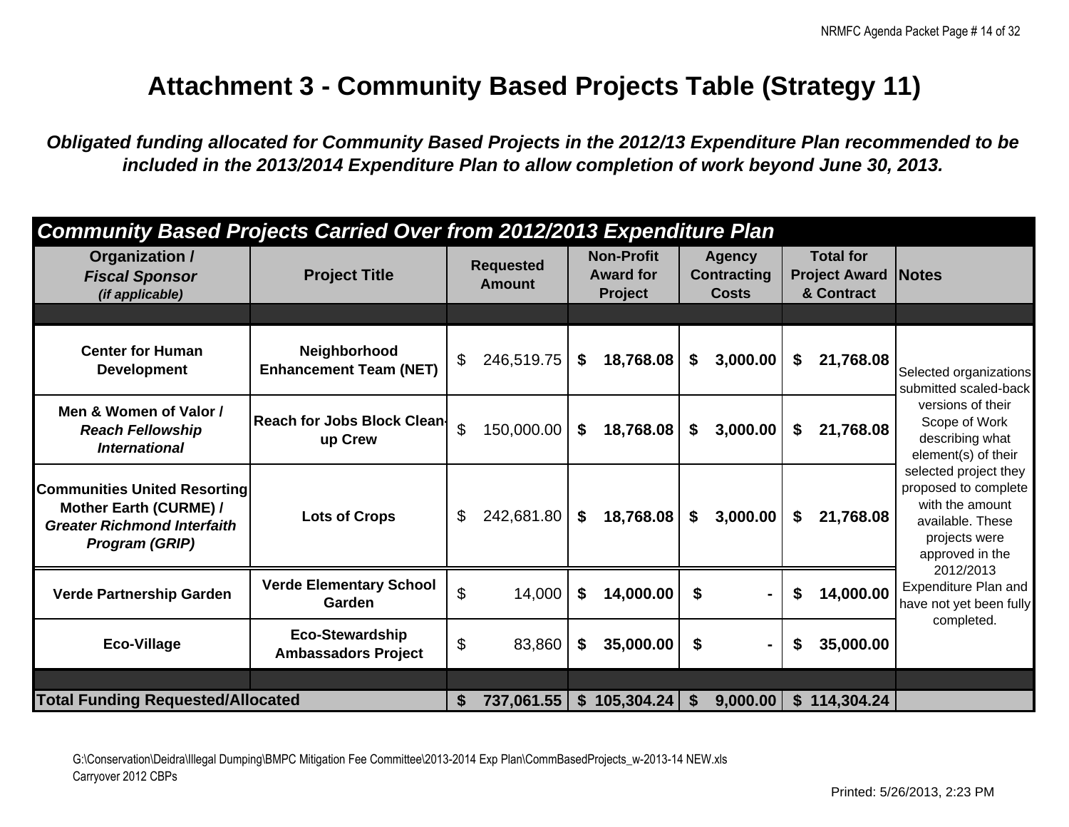# Attachment 3 - Community Based Projects Table (Strategy 11)

***Obligated funding allocated for Community Based Projects in the 2012/13 Expenditure Plan recommended to be included in the 2013/2014 Expenditure Plan to allow completion of work beyond June 30, 2013.***

| ***Community Based Projects Carried Over from 2012/2013 Expenditure Plan*** | | | | | | |
|---|---|---|---|---|---|---|
| **Organization / *Fiscal Sponsor* *(if applicable)*** | **Project Title** | **Requested Amount** | **Non-Profit Award for Project** | **Agency Contracting Costs** | **Total for Project Award & Contract** | **Notes** |
| **Center for Human Development** | **Neighborhood Enhancement Team (NET)** | $ 246,519.75 | **$ 18,768.08** | **$ 3,000.00** | **$ 21,768.08** | Selected organizations submitted scaled-back versions of their Scope of Work describing what element(s) of their selected project they proposed to complete with the amount available. These projects were approved in the 2012/2013 Expenditure Plan and have not yet been fully completed. |
| **Men & Women of Valor / *Reach Fellowship International*** | **Reach for Jobs Block Clean-up Crew** | $ 150,000.00 | **$ 18,768.08** | **$ 3,000.00** | **$ 21,768.08** | |
| **Communities United Resorting Mother Earth (CURME) / *Greater Richmond Interfaith Program (GRIP)*** | **Lots of Crops** | $ 242,681.80 | **$ 18,768.08** | **$ 3,000.00** | **$ 21,768.08** | |
| **Verde Partnership Garden** | **Verde Elementary School Garden** | $ 14,000 | **$ 14,000.00** | **$ -** | **$ 14,000.00** | |
| **Eco-Village** | **Eco-Stewardship Ambassadors Project** | $ 83,860 | **$ 35,000.00** | **$ -** | **$ 35,000.00** | |
| **Total Funding Requested/Allocated** | | **$ 737,061.55** | **$ 105,304.24** | **$ 9,000.00** | **$ 114,304.24** | |

G:\Conservation\Deidra\Illegal Dumping\BMPC Mitigation Fee Committee\2013-2014 Exp Plan\CommBasedProjects_w-2013-14 NEW.xls
Carryover 2012 CBPs

Printed: 5/26/2013, 2:23 PM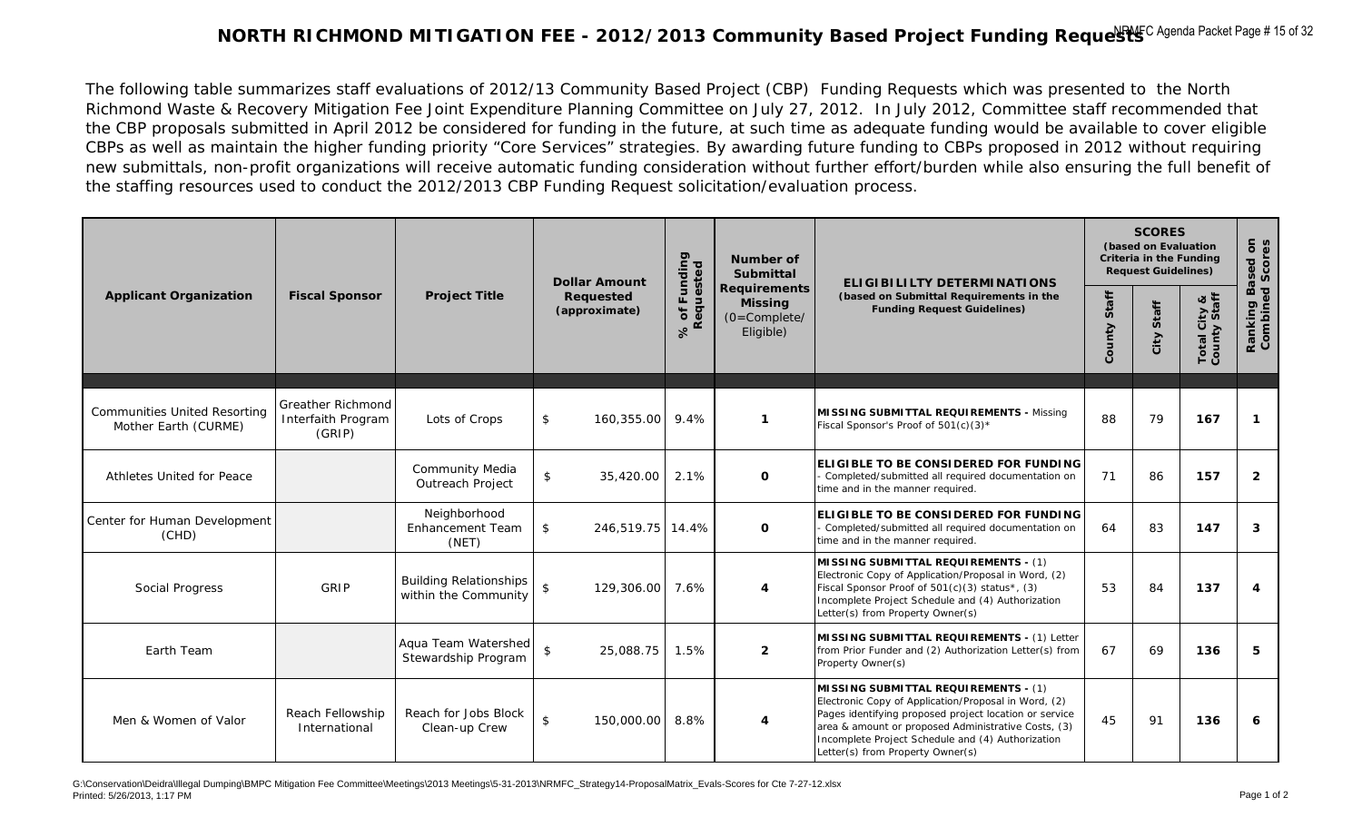# NORTH RICHMOND MITIGATION FEE - 2012/2013 Community Based Project Funding Requests

The following table summarizes staff evaluations of 2012/13 Community Based Project (CBP) Funding Requests which was presented to the North Richmond Waste & Recovery Mitigation Fee Joint Expenditure Planning Committee on July 27, 2012. In July 2012, Committee staff recommended that the CBP proposals submitted in April 2012 be considered for funding in the future, at such time as adequate funding would be available to cover eligible CBPs as well as maintain the higher funding priority "Core Services" strategies. By awarding future funding to CBPs proposed in 2012 without requiring new submittals, non-profit organizations will receive automatic funding consideration without further effort/burden while also ensuring the full benefit of the staffing resources used to conduct the 2012/2013 CBP Funding Request solicitation/evaluation process.

| Applicant Organization | Fiscal Sponsor | Project Title | Dollar Amount Requested (approximate) | % of Funding Requested | Number of Submittal Requirements Missing (0=Complete/ Eligible) | ELIGIBILILTY DETERMINATIONS (based on Submittal Requirements in the Funding Request Guidelines) | SCORES (based on Evaluation Criteria in the Funding Request Guidelines) | | | Ranking Based on Combined Scores |
|---|---|---|---|---|---|---|---|---|---|---|
| | | | | | | | County Staff | City Staff | Total City & County Staff | |
| Communities United Resorting Mother Earth (CURME) | Greather Richmond Interfaith Program (GRIP) | Lots of Crops | $ 160,355.00 | 9.4% | 1 | **MISSING SUBMITTAL REQUIREMENTS -** Missing Fiscal Sponsor's Proof of 501(c)(3)* | 88 | 79 | **167** | 1 |
| Athletes United for Peace | | Community Media Outreach Project | $ 35,420.00 | 2.1% | 0 | **ELIGIBLE TO BE CONSIDERED FOR FUNDING** - Completed/submitted all required documentation on time and in the manner required. | 71 | 86 | **157** | 2 |
| Center for Human Development (CHD) | | Neighborhood Enhancement Team (NET) | $ 246,519.75 | 14.4% | 0 | **ELIGIBLE TO BE CONSIDERED FOR FUNDING** - Completed/submitted all required documentation on time and in the manner required. | 64 | 83 | **147** | 3 |
| Social Progress | GRIP | Building Relationships within the Community | $ 129,306.00 | 7.6% | 4 | **MISSING SUBMITTAL REQUIREMENTS -** (1) Electronic Copy of Application/Proposal in Word, (2) Fiscal Sponsor Proof of 501(c)(3) status*, (3) Incomplete Project Schedule and (4) Authorization Letter(s) from Property Owner(s) | 53 | 84 | **137** | 4 |
| Earth Team | | Aqua Team Watershed Stewardship Program | $ 25,088.75 | 1.5% | 2 | **MISSING SUBMITTAL REQUIREMENTS -** (1) Letter from Prior Funder and (2) Authorization Letter(s) from Property Owner(s) | 67 | 69 | **136** | 5 |
| Men & Women of Valor | Reach Fellowship International | Reach for Jobs Block Clean-up Crew | $ 150,000.00 | 8.8% | 4 | **MISSING SUBMITTAL REQUIREMENTS -** (1) Electronic Copy of Application/Proposal in Word, (2) Pages identifying proposed project location or service area & amount or proposed Administrative Costs, (3) Incomplete Project Schedule and (4) Authorization Letter(s) from Property Owner(s) | 45 | 91 | **136** | 6 |

G:\Conservation\Deidra\Illegal Dumping\BMPC Mitigation Fee Committee\Meetings\2013 Meetings\5-31-2013\NRMFC_Strategy14-ProposalMatrix_Evals-Scores for Cte 7-27-12.xlsx
Printed: 5/26/2013, 1:17 PM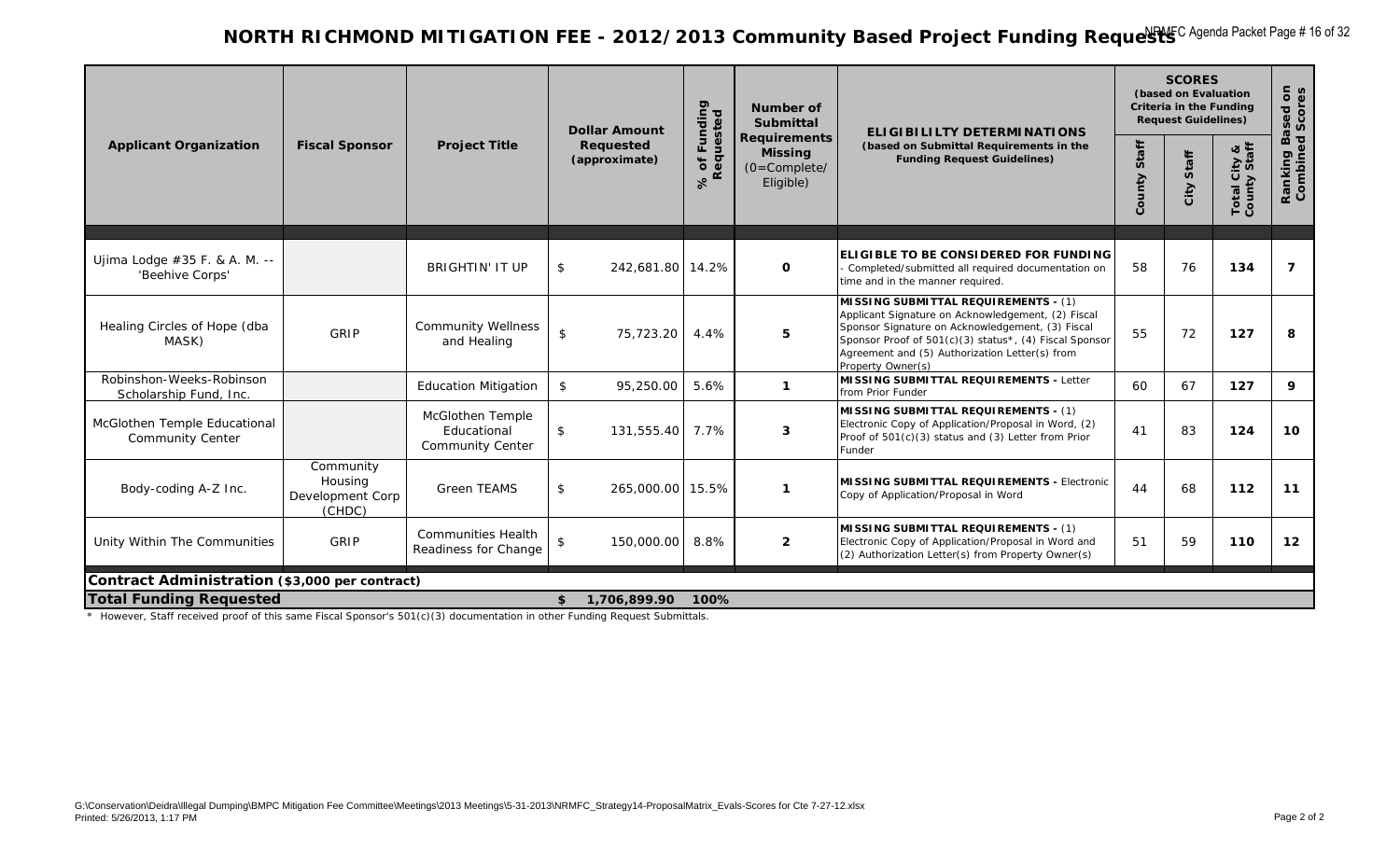# NORTH RICHMOND MITIGATION FEE - 2012/2013 Community Based Project Funding Requests

| Applicant Organization | Fiscal Sponsor | Project Title | Dollar Amount Requested (approximate) | % of Funding Requested | Number of Submittal Requirements Missing (0=Complete/ Eligible) | ELIGIBILILTY DETERMINATIONS (based on Submittal Requirements in the Funding Request Guidelines) | SCORES (based on Evaluation Criteria in the Funding Request Guidelines) | | | Ranking Based on Combined Scores |
|---|---|---|---|---|---|---|---|---|---|---|
| | | | | | | | County Staff | City Staff | Total City & County Staff | |
| Ujima Lodge #35 F. & A. M. -- 'Beehive Corps' | | BRIGHTIN' IT UP | $ 242,681.80 | 14.2% | 0 | **ELIGIBLE TO BE CONSIDERED FOR FUNDING** - Completed/submitted all required documentation on time and in the manner required. | 58 | 76 | **134** | **7** |
| Healing Circles of Hope (dba MASK) | GRIP | Community Wellness and Healing | $ 75,723.20 | 4.4% | 5 | **MISSING SUBMITTAL REQUIREMENTS -** (1) Applicant Signature on Acknowledgement, (2) Fiscal Sponsor Signature on Acknowledgement, (3) Fiscal Sponsor Proof of 501(c)(3) status*, (4) Fiscal Sponsor Agreement and (5) Authorization Letter(s) from Property Owner(s) | 55 | 72 | **127** | **8** |
| Robinshon-Weeks-Robinson Scholarship Fund, Inc. | | Education Mitigation | $ 95,250.00 | 5.6% | 1 | **MISSING SUBMITTAL REQUIREMENTS -** Letter from Prior Funder | 60 | 67 | **127** | **9** |
| McGlothen Temple Educational Community Center | | McGlothen Temple Educational Community Center | $ 131,555.40 | 7.7% | 3 | **MISSING SUBMITTAL REQUIREMENTS -** (1) Electronic Copy of Application/Proposal in Word, (2) Proof of 501(c)(3) status and (3) Letter from Prior Funder | 41 | 83 | **124** | **10** |
| Body-coding A-Z Inc. | Community Housing Development Corp (CHDC) | Green TEAMS | $ 265,000.00 | 15.5% | 1 | **MISSING SUBMITTAL REQUIREMENTS -** Electronic Copy of Application/Proposal in Word | 44 | 68 | **112** | **11** |
| Unity Within The Communities | GRIP | Communities Health Readiness for Change | $ 150,000.00 | 8.8% | 2 | **MISSING SUBMITTAL REQUIREMENTS -** (1) Electronic Copy of Application/Proposal in Word and (2) Authorization Letter(s) from Property Owner(s) | 51 | 59 | **110** | **12** |
| **Contract Administration** ($3,000 per contract) | | | | | | | | | | |
| **Total Funding Requested** | | | **$ 1,706,899.90** | **100%** | | | | | | |

\* However, Staff received proof of this same Fiscal Sponsor's 501(c)(3) documentation in other Funding Request Submittals.

G:\Conservation\Deidra\Illegal Dumping\BMPC Mitigation Fee Committee\Meetings\2013 Meetings\5-31-2013\NRMFC_Strategy14-ProposalMatrix_Evals-Scores for Cte 7-27-12.xlsx
Printed: 5/26/2013, 1:17 PM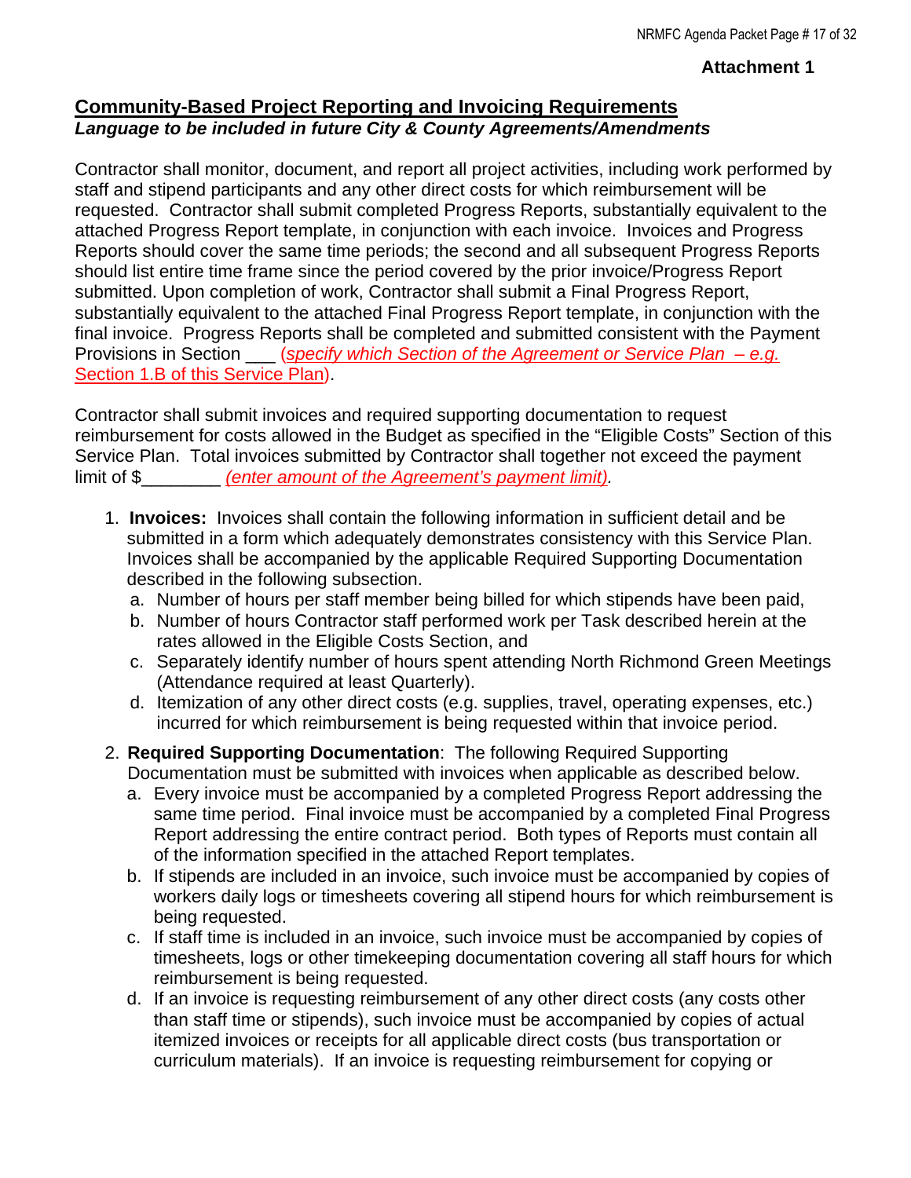**Attachment 1**

## Community-Based Project Reporting and Invoicing Requirements

***Language to be included in future City & County Agreements/Amendments***

Contractor shall monitor, document, and report all project activities, including work performed by staff and stipend participants and any other direct costs for which reimbursement will be requested. Contractor shall submit completed Progress Reports, substantially equivalent to the attached Progress Report template, in conjunction with each invoice. Invoices and Progress Reports should cover the same time periods; the second and all subsequent Progress Reports should list entire time frame since the period covered by the prior invoice/Progress Report submitted. Upon completion of work, Contractor shall submit a Final Progress Report, substantially equivalent to the attached Final Progress Report template, in conjunction with the final invoice. Progress Reports shall be completed and submitted consistent with the Payment Provisions in Section ___ (*specify which Section of the Agreement or Service Plan – e.g. Section 1.B of this Service Plan*).

Contractor shall submit invoices and required supporting documentation to request reimbursement for costs allowed in the Budget as specified in the "Eligible Costs" Section of this Service Plan. Total invoices submitted by Contractor shall together not exceed the payment limit of $________ *(enter amount of the Agreement's payment limit)*.

1. **Invoices:** Invoices shall contain the following information in sufficient detail and be submitted in a form which adequately demonstrates consistency with this Service Plan. Invoices shall be accompanied by the applicable Required Supporting Documentation described in the following subsection.
   a. Number of hours per staff member being billed for which stipends have been paid,
   b. Number of hours Contractor staff performed work per Task described herein at the rates allowed in the Eligible Costs Section, and
   c. Separately identify number of hours spent attending North Richmond Green Meetings (Attendance required at least Quarterly).
   d. Itemization of any other direct costs (e.g. supplies, travel, operating expenses, etc.) incurred for which reimbursement is being requested within that invoice period.

2. **Required Supporting Documentation**: The following Required Supporting Documentation must be submitted with invoices when applicable as described below.
   a. Every invoice must be accompanied by a completed Progress Report addressing the same time period. Final invoice must be accompanied by a completed Final Progress Report addressing the entire contract period. Both types of Reports must contain all of the information specified in the attached Report templates.
   b. If stipends are included in an invoice, such invoice must be accompanied by copies of workers daily logs or timesheets covering all stipend hours for which reimbursement is being requested.
   c. If staff time is included in an invoice, such invoice must be accompanied by copies of timesheets, logs or other timekeeping documentation covering all staff hours for which reimbursement is being requested.
   d. If an invoice is requesting reimbursement of any other direct costs (any costs other than staff time or stipends), such invoice must be accompanied by copies of actual itemized invoices or receipts for all applicable direct costs (bus transportation or curriculum materials). If an invoice is requesting reimbursement for copying or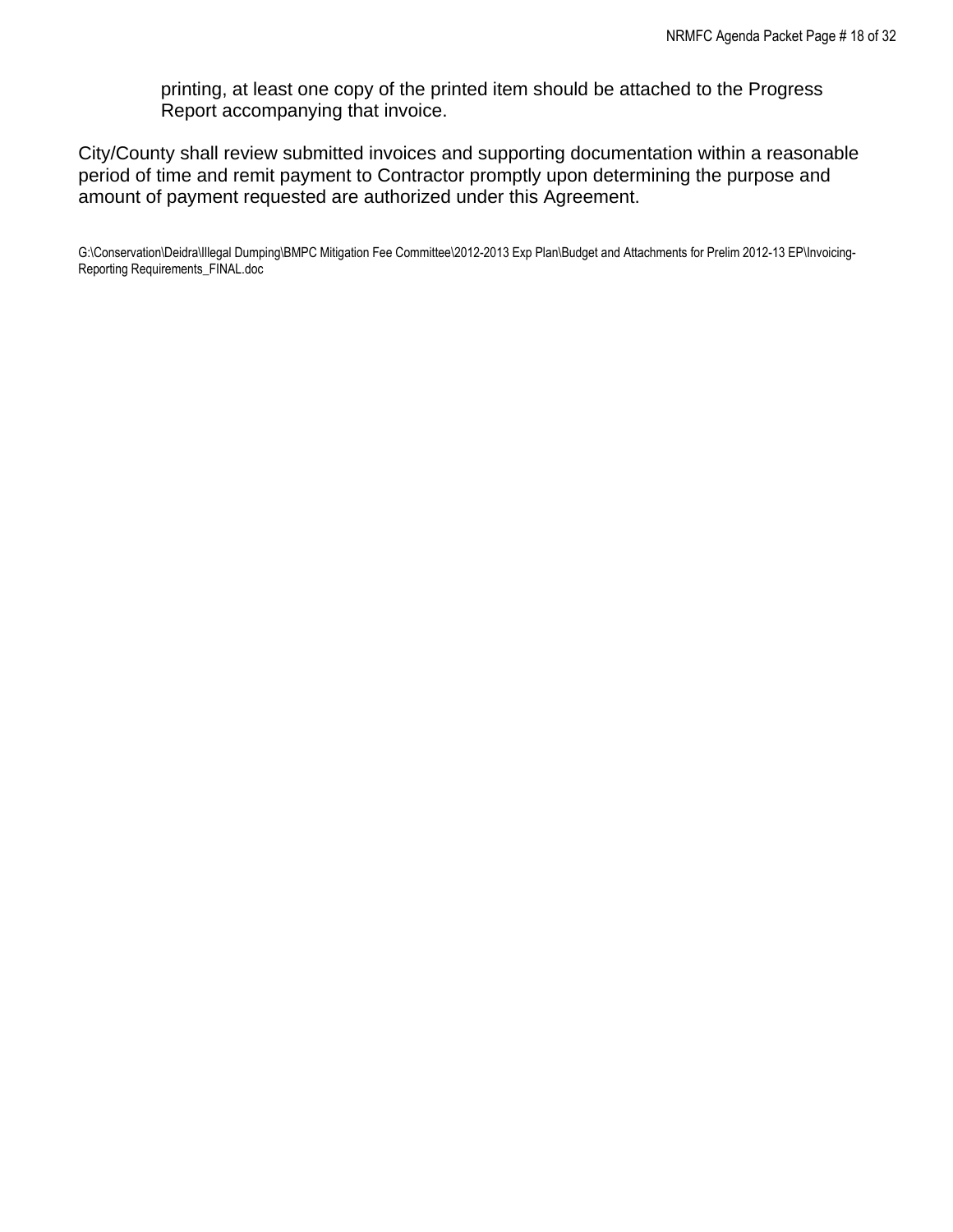printing, at least one copy of the printed item should be attached to the Progress Report accompanying that invoice.

City/County shall review submitted invoices and supporting documentation within a reasonable period of time and remit payment to Contractor promptly upon determining the purpose and amount of payment requested are authorized under this Agreement.

G:\Conservation\Deidra\Illegal Dumping\BMPC Mitigation Fee Committee\2012-2013 Exp Plan\Budget and Attachments for Prelim 2012-13 EP\Invoicing-Reporting Requirements_FINAL.doc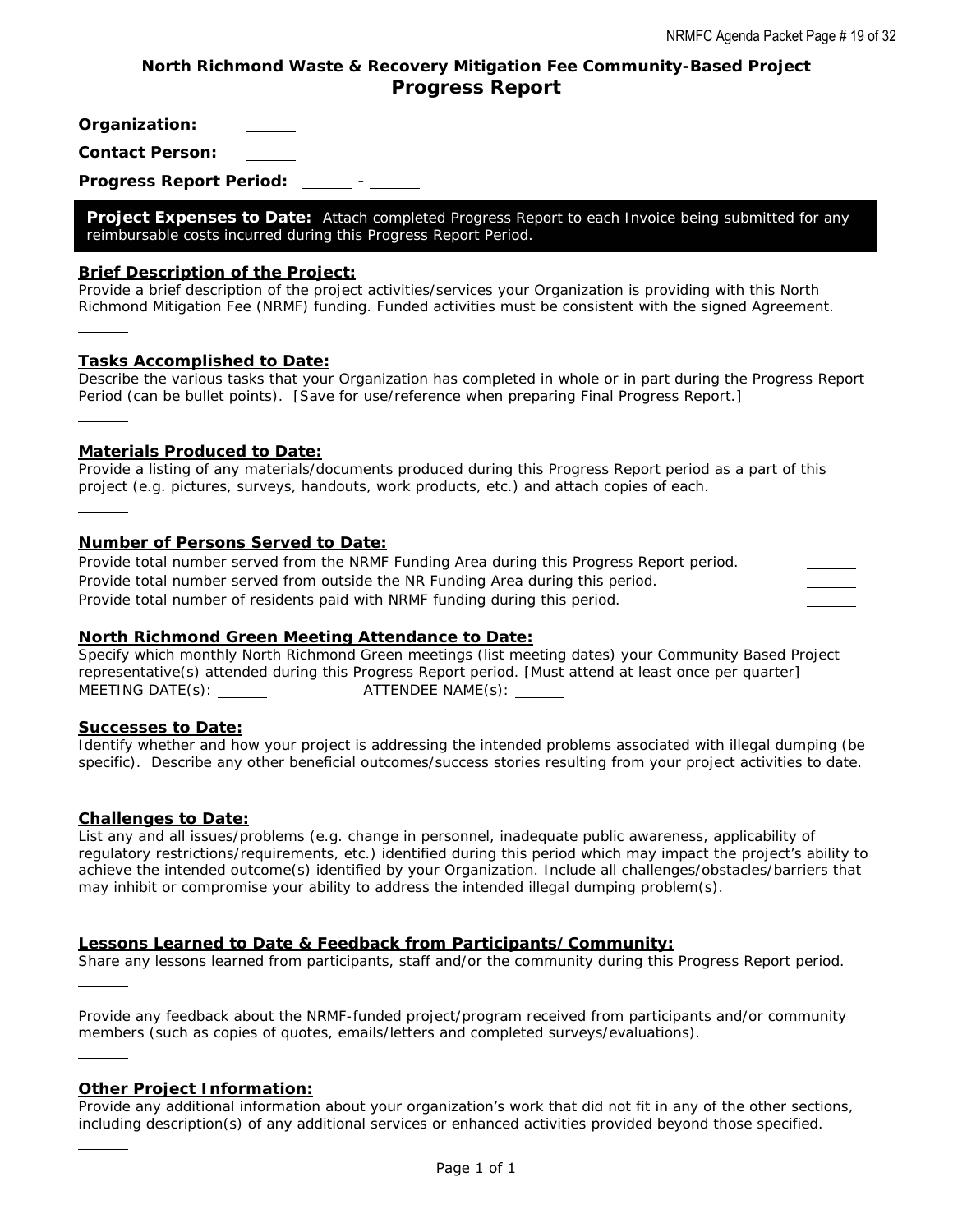**North Richmond Waste & Recovery Mitigation Fee Community-Based Project**

# Progress Report

**Organization:** ______

**Contact Person:** ______

**Progress Report Period:** ______ - ______

**Project Expenses to Date:** Attach completed Progress Report to each Invoice being submitted for any reimbursable costs incurred during this Progress Report Period.

## Brief Description of the Project:

Provide a brief description of the project activities/services your Organization is providing with this North Richmond Mitigation Fee (NRMF) funding. Funded activities must be consistent with the signed Agreement.

______

## Tasks Accomplished to Date:

Describe the various tasks that your Organization has completed in whole or in part during the Progress Report Period (can be bullet points). [Save for use/reference when preparing Final Progress Report.]

______

## Materials Produced to Date:

Provide a listing of any materials/documents produced during this Progress Report period as a part of this project (e.g. pictures, surveys, handouts, work products, etc.) and attach copies of each.

______

## Number of Persons Served to Date:

Provide total number served from the NRMF Funding Area during this Progress Report period. ______

Provide total number served from outside the NR Funding Area during this period. ______

Provide total number of residents paid with NRMF funding during this period. ______

## North Richmond Green Meeting Attendance to Date:

Specify which monthly North Richmond Green meetings (list meeting dates) your Community Based Project representative(s) attended during this Progress Report period. [Must attend at least once per quarter]

MEETING DATE(s): ______ ATTENDEE NAME(s): ______

## Successes to Date:

Identify whether and how your project is addressing the intended problems associated with illegal dumping (be specific). Describe any other beneficial outcomes/success stories resulting from your project activities to date.

______

## Challenges to Date:

List any and all issues/problems (e.g. change in personnel, inadequate public awareness, applicability of regulatory restrictions/requirements, etc.) identified during this period which may impact the project's ability to achieve the intended outcome(s) identified by your Organization. Include all challenges/obstacles/barriers that may inhibit or compromise your ability to address the intended illegal dumping problem(s).

______

## Lessons Learned to Date & Feedback from Participants/Community:

Share any lessons learned from participants, staff and/or the community during this Progress Report period.

______

Provide any feedback about the NRMF-funded project/program received from participants and/or community members (such as copies of quotes, emails/letters and completed surveys/evaluations).

______

## Other Project Information:

Provide any additional information about your organization's work that did not fit in any of the other sections, including description(s) of any additional services or enhanced activities provided beyond those specified.

______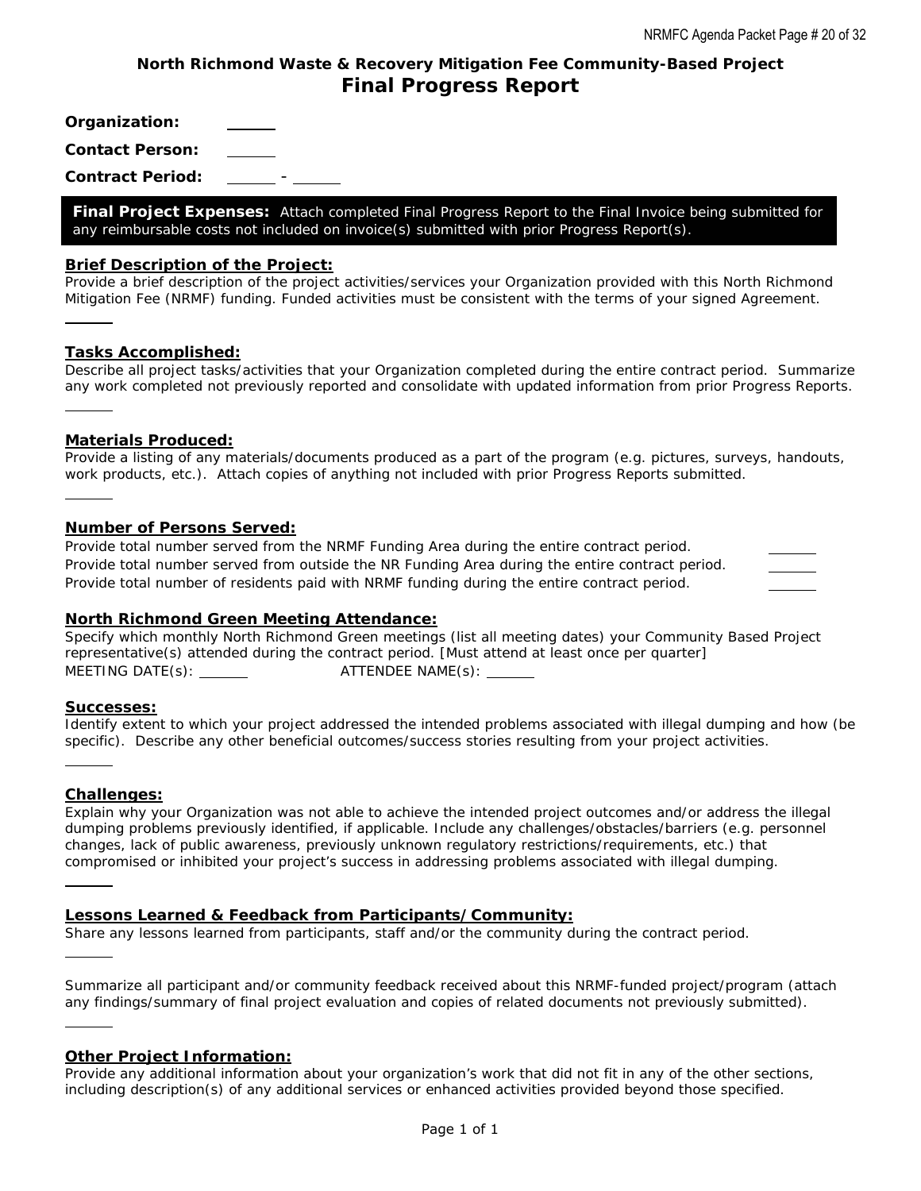## North Richmond Waste & Recovery Mitigation Fee Community-Based Project

# Final Progress Report

**Organization:** ______

**Contact Person:** ______

**Contract Period:** ______ - ______

**Final Project Expenses:** Attach completed Final Progress Report to the Final Invoice being submitted for any reimbursable costs not included on invoice(s) submitted with prior Progress Report(s).

### Brief Description of the Project:

Provide a brief description of the project activities/services your Organization provided with this North Richmond Mitigation Fee (NRMF) funding. Funded activities must be consistent with the terms of your signed Agreement.

______

### Tasks Accomplished:

Describe all project tasks/activities that your Organization completed during the entire contract period. Summarize any work completed not previously reported and consolidate with updated information from prior Progress Reports.

______

### Materials Produced:

Provide a listing of any materials/documents produced as a part of the program (e.g. pictures, surveys, handouts, work products, etc.). Attach copies of anything not included with prior Progress Reports submitted.

______

### Number of Persons Served:

Provide total number served from the NRMF Funding Area during the entire contract period. ______

Provide total number served from outside the NR Funding Area during the entire contract period. ______

Provide total number of residents paid with NRMF funding during the entire contract period. ______

### North Richmond Green Meeting Attendance:

Specify which monthly North Richmond Green meetings (list all meeting dates) your Community Based Project representative(s) attended during the contract period. [Must attend at least once per quarter]

MEETING DATE(s): ______ ATTENDEE NAME(s): ______

### Successes:

Identify extent to which your project addressed the intended problems associated with illegal dumping and how (be specific). Describe any other beneficial outcomes/success stories resulting from your project activities.

______

### Challenges:

Explain why your Organization was not able to achieve the intended project outcomes and/or address the illegal dumping problems previously identified, if applicable. Include any challenges/obstacles/barriers (e.g. personnel changes, lack of public awareness, previously unknown regulatory restrictions/requirements, etc.) that compromised or inhibited your project's success in addressing problems associated with illegal dumping.

______

### Lessons Learned & Feedback from Participants/Community:

Share any lessons learned from participants, staff and/or the community during the contract period.

______

Summarize all participant and/or community feedback received about this NRMF-funded project/program (attach any findings/summary of final project evaluation and copies of related documents not previously submitted).

______

### Other Project Information:

Provide any additional information about your organization's work that did not fit in any of the other sections, including description(s) of any additional services or enhanced activities provided beyond those specified.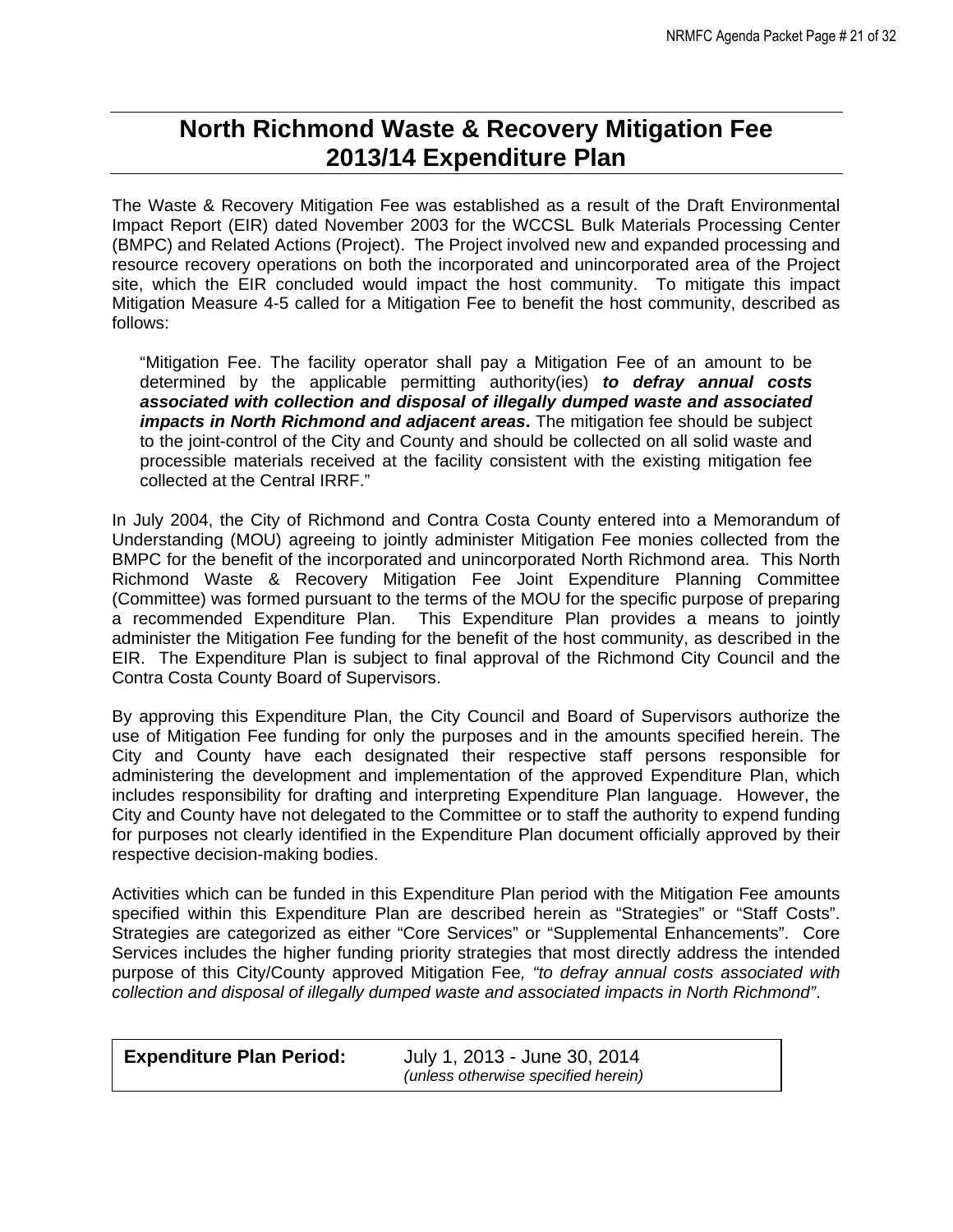# North Richmond Waste & Recovery Mitigation Fee 2013/14 Expenditure Plan

The Waste & Recovery Mitigation Fee was established as a result of the Draft Environmental Impact Report (EIR) dated November 2003 for the WCCSL Bulk Materials Processing Center (BMPC) and Related Actions (Project). The Project involved new and expanded processing and resource recovery operations on both the incorporated and unincorporated area of the Project site, which the EIR concluded would impact the host community. To mitigate this impact Mitigation Measure 4-5 called for a Mitigation Fee to benefit the host community, described as follows:

> "Mitigation Fee. The facility operator shall pay a Mitigation Fee of an amount to be determined by the applicable permitting authority(ies) ***to defray annual costs associated with collection and disposal of illegally dumped waste and associated impacts in North Richmond and adjacent areas*****.** The mitigation fee should be subject to the joint-control of the City and County and should be collected on all solid waste and processible materials received at the facility consistent with the existing mitigation fee collected at the Central IRRF."

In July 2004, the City of Richmond and Contra Costa County entered into a Memorandum of Understanding (MOU) agreeing to jointly administer Mitigation Fee monies collected from the BMPC for the benefit of the incorporated and unincorporated North Richmond area. This North Richmond Waste & Recovery Mitigation Fee Joint Expenditure Planning Committee (Committee) was formed pursuant to the terms of the MOU for the specific purpose of preparing a recommended Expenditure Plan. This Expenditure Plan provides a means to jointly administer the Mitigation Fee funding for the benefit of the host community, as described in the EIR. The Expenditure Plan is subject to final approval of the Richmond City Council and the Contra Costa County Board of Supervisors.

By approving this Expenditure Plan, the City Council and Board of Supervisors authorize the use of Mitigation Fee funding for only the purposes and in the amounts specified herein. The City and County have each designated their respective staff persons responsible for administering the development and implementation of the approved Expenditure Plan, which includes responsibility for drafting and interpreting Expenditure Plan language. However, the City and County have not delegated to the Committee or to staff the authority to expend funding for purposes not clearly identified in the Expenditure Plan document officially approved by their respective decision-making bodies.

Activities which can be funded in this Expenditure Plan period with the Mitigation Fee amounts specified within this Expenditure Plan are described herein as "Strategies" or "Staff Costs". Strategies are categorized as either "Core Services" or "Supplemental Enhancements". Core Services includes the higher funding priority strategies that most directly address the intended purpose of this City/County approved Mitigation Fee*, "to defray annual costs associated with collection and disposal of illegally dumped waste and associated impacts in North Richmond"*.

| **Expenditure Plan Period:** | July 1, 2013 - June 30, 2014 *(unless otherwise specified herein)* |
|---|---|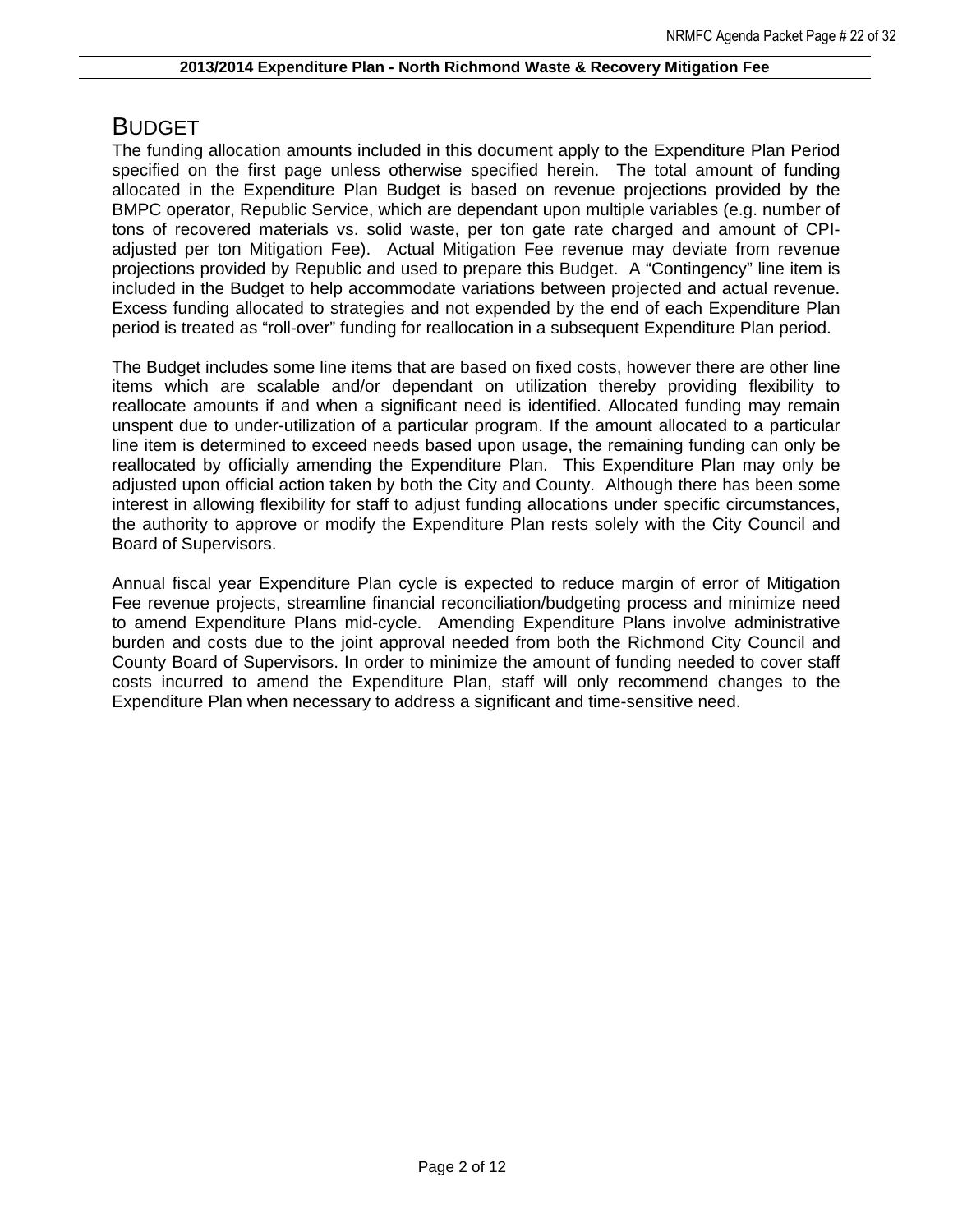## BUDGET

The funding allocation amounts included in this document apply to the Expenditure Plan Period specified on the first page unless otherwise specified herein. The total amount of funding allocated in the Expenditure Plan Budget is based on revenue projections provided by the BMPC operator, Republic Service, which are dependant upon multiple variables (e.g. number of tons of recovered materials vs. solid waste, per ton gate rate charged and amount of CPI-adjusted per ton Mitigation Fee). Actual Mitigation Fee revenue may deviate from revenue projections provided by Republic and used to prepare this Budget. A "Contingency" line item is included in the Budget to help accommodate variations between projected and actual revenue. Excess funding allocated to strategies and not expended by the end of each Expenditure Plan period is treated as "roll-over" funding for reallocation in a subsequent Expenditure Plan period.

The Budget includes some line items that are based on fixed costs, however there are other line items which are scalable and/or dependant on utilization thereby providing flexibility to reallocate amounts if and when a significant need is identified. Allocated funding may remain unspent due to under-utilization of a particular program. If the amount allocated to a particular line item is determined to exceed needs based upon usage, the remaining funding can only be reallocated by officially amending the Expenditure Plan. This Expenditure Plan may only be adjusted upon official action taken by both the City and County. Although there has been some interest in allowing flexibility for staff to adjust funding allocations under specific circumstances, the authority to approve or modify the Expenditure Plan rests solely with the City Council and Board of Supervisors.

Annual fiscal year Expenditure Plan cycle is expected to reduce margin of error of Mitigation Fee revenue projects, streamline financial reconciliation/budgeting process and minimize need to amend Expenditure Plans mid-cycle. Amending Expenditure Plans involve administrative burden and costs due to the joint approval needed from both the Richmond City Council and County Board of Supervisors. In order to minimize the amount of funding needed to cover staff costs incurred to amend the Expenditure Plan, staff will only recommend changes to the Expenditure Plan when necessary to address a significant and time-sensitive need.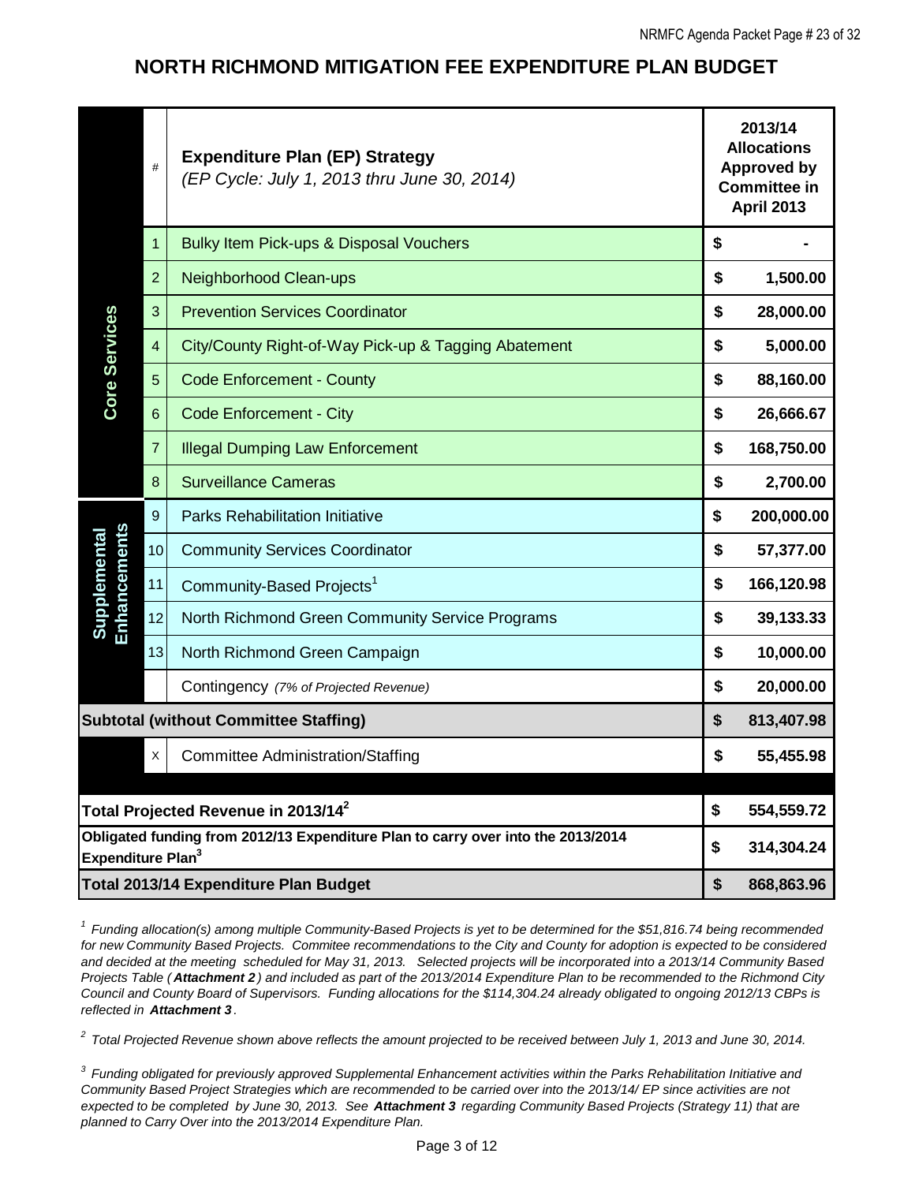# NORTH RICHMOND MITIGATION FEE EXPENDITURE PLAN BUDGET

| | # | Expenditure Plan (EP) Strategy *(EP Cycle: July 1, 2013 thru June 30, 2014)* | 2013/14 Allocations Approved by Committee in April 2013 |
|---|---|---|---|
| Core Services | 1 | Bulky Item Pick-ups & Disposal Vouchers | $ - |
| | 2 | Neighborhood Clean-ups | $ 1,500.00 |
| | 3 | Prevention Services Coordinator | $ 28,000.00 |
| | 4 | City/County Right-of-Way Pick-up & Tagging Abatement | $ 5,000.00 |
| | 5 | Code Enforcement - County | $ 88,160.00 |
| | 6 | Code Enforcement - City | $ 26,666.67 |
| | 7 | Illegal Dumping Law Enforcement | $ 168,750.00 |
| | 8 | Surveillance Cameras | $ 2,700.00 |
| Supplemental Enhancements | 9 | Parks Rehabilitation Initiative | $ 200,000.00 |
| | 10 | Community Services Coordinator | $ 57,377.00 |
| | 11 | Community-Based Projects[1] | $ 166,120.98 |
| | 12 | North Richmond Green Community Service Programs | $ 39,133.33 |
| | 13 | North Richmond Green Campaign | $ 10,000.00 |
| | | Contingency *(7% of Projected Revenue)* | $ 20,000.00 |
| **Subtotal (without Committee Staffing)** | | | **$ 813,407.98** |
| | X | Committee Administration/Staffing | $ 55,455.98 |
| **Total Projected Revenue in 2013/14[2]** | | | **$ 554,559.72** |
| **Obligated funding from 2012/13 Expenditure Plan to carry over into the 2013/2014 Expenditure Plan[3]** | | | **$ 314,304.24** |
| **Total 2013/14 Expenditure Plan Budget** | | | **$ 868,863.96** |

[1] *Funding allocation(s) among multiple Community-Based Projects is yet to be determined for the $51,816.74 being recommended for new Community Based Projects. Commitee recommendations to the City and County for adoption is expected to be considered and decided at the meeting scheduled for May 31, 2013. Selected projects will be incorporated into a 2013/14 Community Based Projects Table (* ***Attachment 2*** *) and included as part of the 2013/2014 Expenditure Plan to be recommended to the Richmond City Council and County Board of Supervisors. Funding allocations for the $114,304.24 already obligated to ongoing 2012/13 CBPs is reflected in* ***Attachment 3****.*

[2] *Total Projected Revenue shown above reflects the amount projected to be received between July 1, 2013 and June 30, 2014.*

[3] *Funding obligated for previously approved Supplemental Enhancement activities within the Parks Rehabilitation Initiative and Community Based Project Strategies which are recommended to be carried over into the 2013/14/ EP since activities are not expected to be completed by June 30, 2013. See* ***Attachment 3*** *regarding Community Based Projects (Strategy 11) that are planned to Carry Over into the 2013/2014 Expenditure Plan.*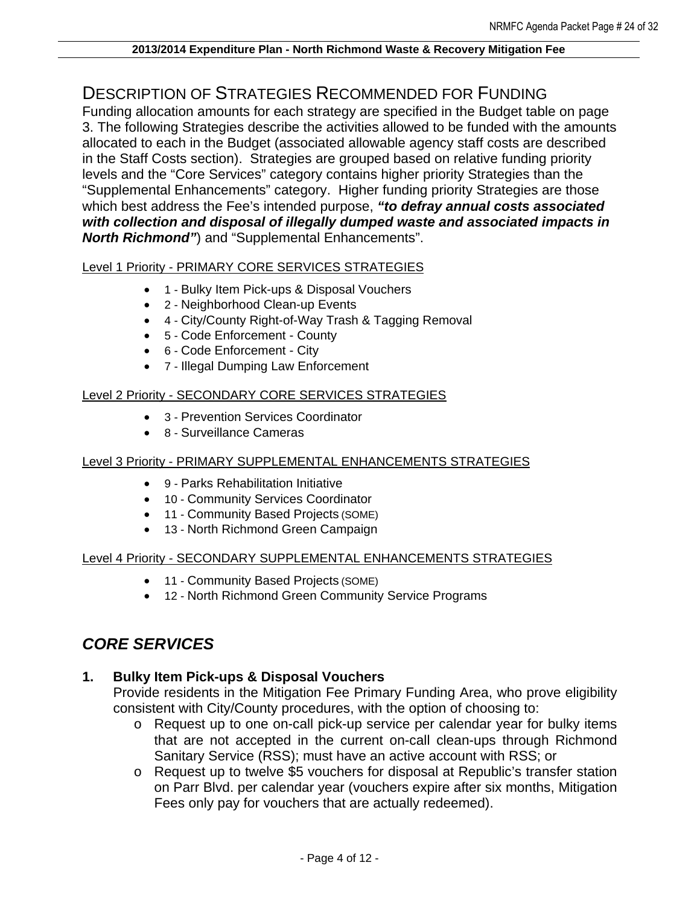# DESCRIPTION OF STRATEGIES RECOMMENDED FOR FUNDING

Funding allocation amounts for each strategy are specified in the Budget table on page 3. The following Strategies describe the activities allowed to be funded with the amounts allocated to each in the Budget (associated allowable agency staff costs are described in the Staff Costs section). Strategies are grouped based on relative funding priority levels and the "Core Services" category contains higher priority Strategies than the "Supplemental Enhancements" category. Higher funding priority Strategies are those which best address the Fee's intended purpose, ***"to defray annual costs associated with collection and disposal of illegally dumped waste and associated impacts in North Richmond"***) and "Supplemental Enhancements".

Level 1 Priority - PRIMARY CORE SERVICES STRATEGIES

- 1 - Bulky Item Pick-ups & Disposal Vouchers
- 2 - Neighborhood Clean-up Events
- 4 - City/County Right-of-Way Trash & Tagging Removal
- 5 - Code Enforcement - County
- 6 - Code Enforcement - City
- 7 - Illegal Dumping Law Enforcement

Level 2 Priority - SECONDARY CORE SERVICES STRATEGIES

- 3 - Prevention Services Coordinator
- 8 - Surveillance Cameras

Level 3 Priority - PRIMARY SUPPLEMENTAL ENHANCEMENTS STRATEGIES

- 9 - Parks Rehabilitation Initiative
- 10 - Community Services Coordinator
- 11 - Community Based Projects (SOME)
- 13 - North Richmond Green Campaign

Level 4 Priority - SECONDARY SUPPLEMENTAL ENHANCEMENTS STRATEGIES

- 11 - Community Based Projects (SOME)
- 12 - North Richmond Green Community Service Programs

## *CORE SERVICES*

### 1. Bulky Item Pick-ups & Disposal Vouchers

Provide residents in the Mitigation Fee Primary Funding Area, who prove eligibility consistent with City/County procedures, with the option of choosing to:

- Request up to one on-call pick-up service per calendar year for bulky items that are not accepted in the current on-call clean-ups through Richmond Sanitary Service (RSS); must have an active account with RSS; or
- Request up to twelve $5 vouchers for disposal at Republic's transfer station on Parr Blvd. per calendar year (vouchers expire after six months, Mitigation Fees only pay for vouchers that are actually redeemed).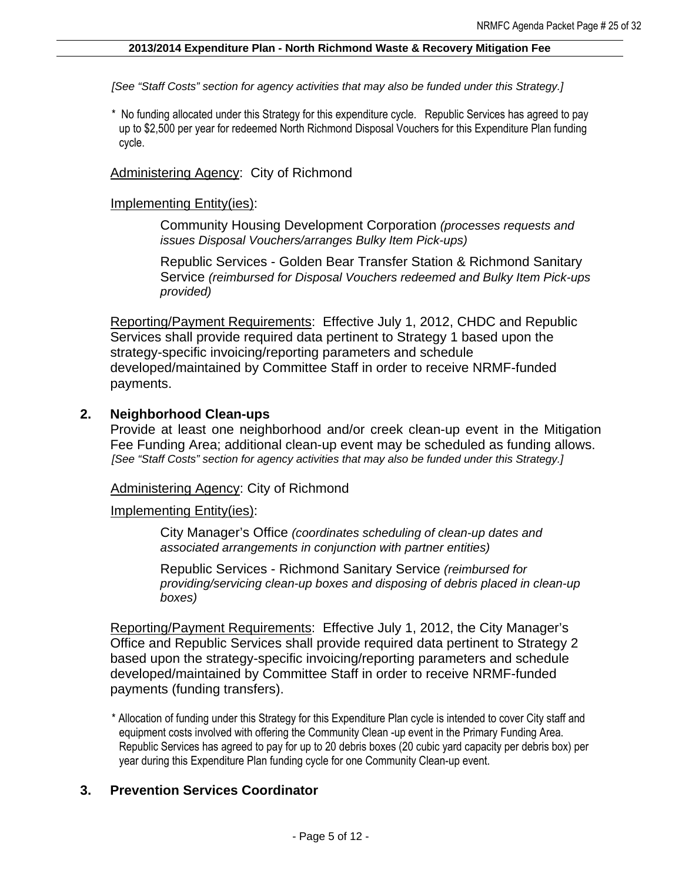*[See "Staff Costs" section for agency activities that may also be funded under this Strategy.]*

* No funding allocated under this Strategy for this expenditure cycle. Republic Services has agreed to pay up to $2,500 per year for redeemed North Richmond Disposal Vouchers for this Expenditure Plan funding cycle.

Administering Agency: City of Richmond

Implementing Entity(ies):

Community Housing Development Corporation *(processes requests and issues Disposal Vouchers/arranges Bulky Item Pick-ups)*

Republic Services - Golden Bear Transfer Station & Richmond Sanitary Service *(reimbursed for Disposal Vouchers redeemed and Bulky Item Pick-ups provided)*

Reporting/Payment Requirements: Effective July 1, 2012, CHDC and Republic Services shall provide required data pertinent to Strategy 1 based upon the strategy-specific invoicing/reporting parameters and schedule developed/maintained by Committee Staff in order to receive NRMF-funded payments.

## 2. Neighborhood Clean-ups

Provide at least one neighborhood and/or creek clean-up event in the Mitigation Fee Funding Area; additional clean-up event may be scheduled as funding allows. *[See "Staff Costs" section for agency activities that may also be funded under this Strategy.]*

Administering Agency: City of Richmond

Implementing Entity(ies):

City Manager's Office *(coordinates scheduling of clean-up dates and associated arrangements in conjunction with partner entities)*

Republic Services - Richmond Sanitary Service *(reimbursed for providing/servicing clean-up boxes and disposing of debris placed in clean-up boxes)*

Reporting/Payment Requirements: Effective July 1, 2012, the City Manager's Office and Republic Services shall provide required data pertinent to Strategy 2 based upon the strategy-specific invoicing/reporting parameters and schedule developed/maintained by Committee Staff in order to receive NRMF-funded payments (funding transfers).

* Allocation of funding under this Strategy for this Expenditure Plan cycle is intended to cover City staff and equipment costs involved with offering the Community Clean -up event in the Primary Funding Area. Republic Services has agreed to pay for up to 20 debris boxes (20 cubic yard capacity per debris box) per year during this Expenditure Plan funding cycle for one Community Clean-up event.

## 3. Prevention Services Coordinator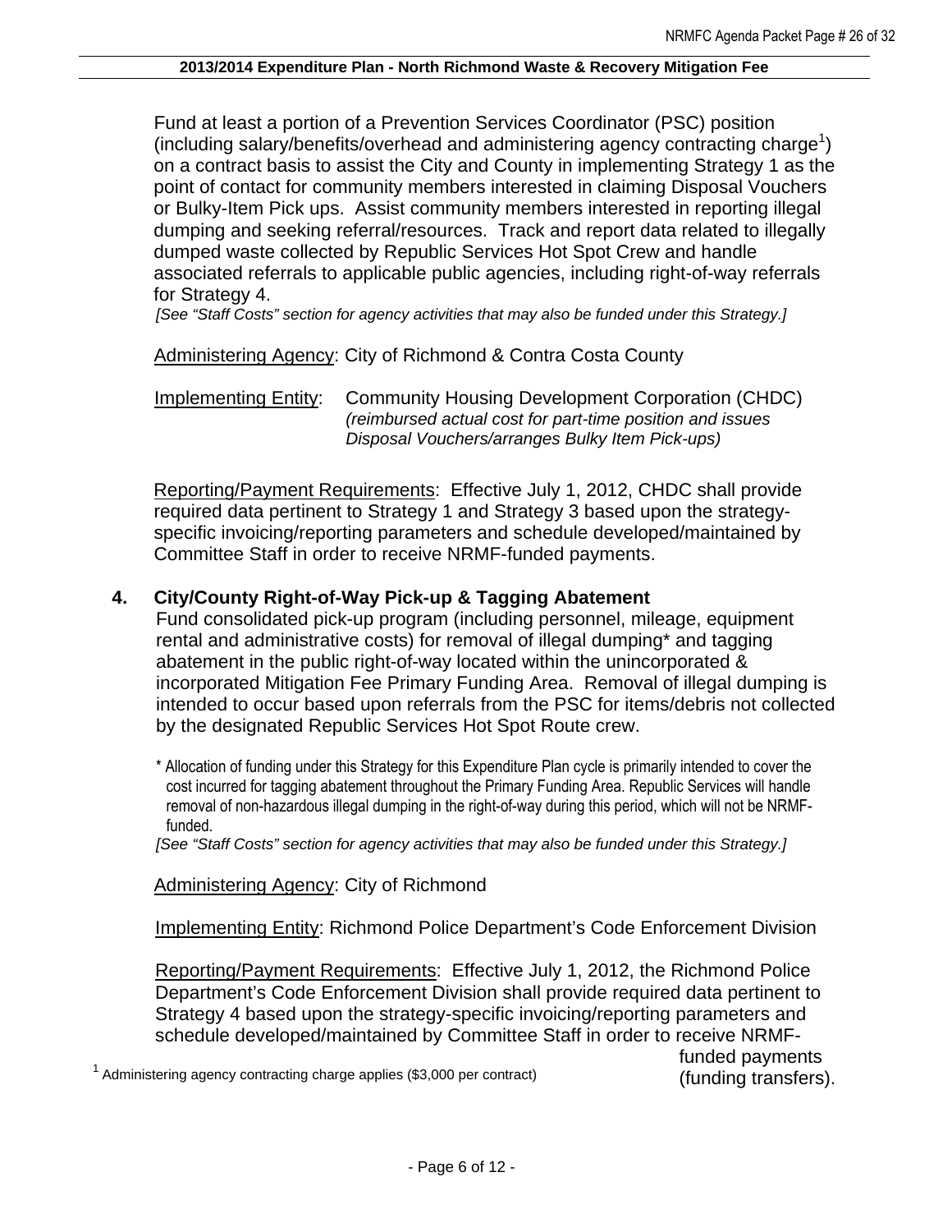Fund at least a portion of a Prevention Services Coordinator (PSC) position (including salary/benefits/overhead and administering agency contracting charge[1]) on a contract basis to assist the City and County in implementing Strategy 1 as the point of contact for community members interested in claiming Disposal Vouchers or Bulky-Item Pick ups. Assist community members interested in reporting illegal dumping and seeking referral/resources. Track and report data related to illegally dumped waste collected by Republic Services Hot Spot Crew and handle associated referrals to applicable public agencies, including right-of-way referrals for Strategy 4.

*[See "Staff Costs" section for agency activities that may also be funded under this Strategy.]*

Administering Agency: City of Richmond & Contra Costa County

Implementing Entity: Community Housing Development Corporation (CHDC) *(reimbursed actual cost for part-time position and issues Disposal Vouchers/arranges Bulky Item Pick-ups)*

Reporting/Payment Requirements: Effective July 1, 2012, CHDC shall provide required data pertinent to Strategy 1 and Strategy 3 based upon the strategy-specific invoicing/reporting parameters and schedule developed/maintained by Committee Staff in order to receive NRMF-funded payments.

**4. City/County Right-of-Way Pick-up & Tagging Abatement**

Fund consolidated pick-up program (including personnel, mileage, equipment rental and administrative costs) for removal of illegal dumping* and tagging abatement in the public right-of-way located within the unincorporated & incorporated Mitigation Fee Primary Funding Area. Removal of illegal dumping is intended to occur based upon referrals from the PSC for items/debris not collected by the designated Republic Services Hot Spot Route crew.

\* Allocation of funding under this Strategy for this Expenditure Plan cycle is primarily intended to cover the cost incurred for tagging abatement throughout the Primary Funding Area. Republic Services will handle removal of non-hazardous illegal dumping in the right-of-way during this period, which will not be NRMF-funded.

*[See "Staff Costs" section for agency activities that may also be funded under this Strategy.]*

Administering Agency: City of Richmond

Implementing Entity: Richmond Police Department's Code Enforcement Division

Reporting/Payment Requirements: Effective July 1, 2012, the Richmond Police Department's Code Enforcement Division shall provide required data pertinent to Strategy 4 based upon the strategy-specific invoicing/reporting parameters and schedule developed/maintained by Committee Staff in order to receive NRMF-funded payments (funding transfers).

[1] Administering agency contracting charge applies ($3,000 per contract)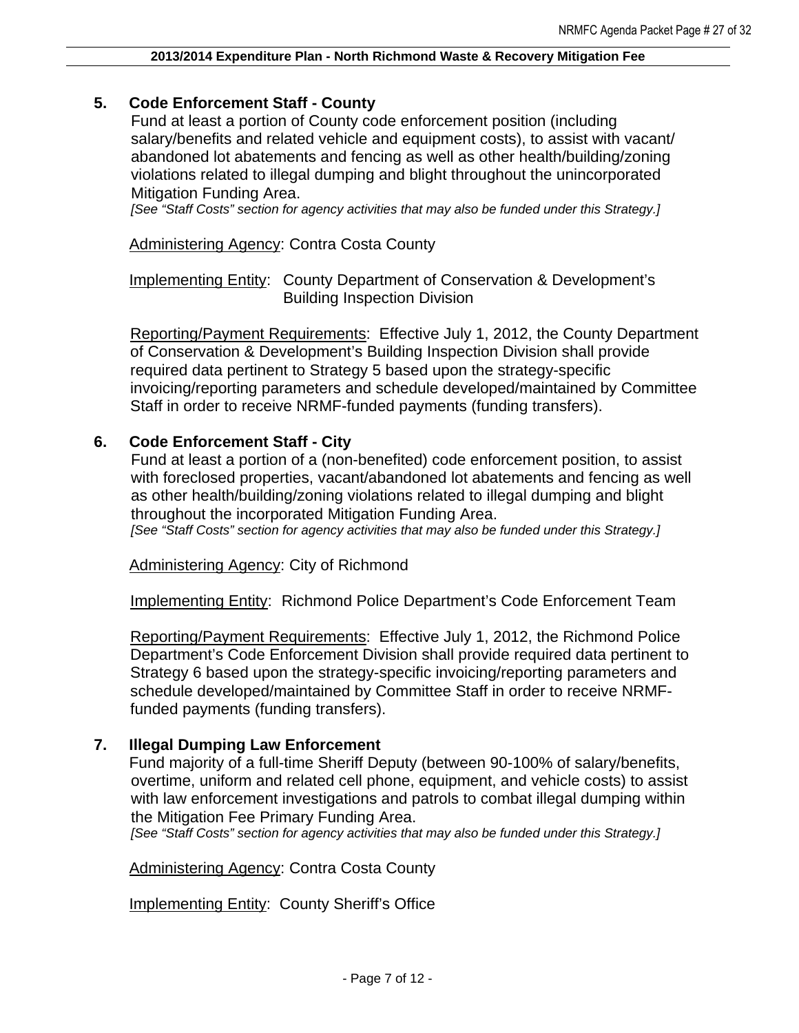### 5. Code Enforcement Staff - County

Fund at least a portion of County code enforcement position (including salary/benefits and related vehicle and equipment costs), to assist with vacant/ abandoned lot abatements and fencing as well as other health/building/zoning violations related to illegal dumping and blight throughout the unincorporated Mitigation Funding Area.

*[See "Staff Costs" section for agency activities that may also be funded under this Strategy.]*

Administering Agency: Contra Costa County

Implementing Entity: County Department of Conservation & Development's Building Inspection Division

Reporting/Payment Requirements: Effective July 1, 2012, the County Department of Conservation & Development's Building Inspection Division shall provide required data pertinent to Strategy 5 based upon the strategy-specific invoicing/reporting parameters and schedule developed/maintained by Committee Staff in order to receive NRMF-funded payments (funding transfers).

### 6. Code Enforcement Staff - City

Fund at least a portion of a (non-benefited) code enforcement position, to assist with foreclosed properties, vacant/abandoned lot abatements and fencing as well as other health/building/zoning violations related to illegal dumping and blight throughout the incorporated Mitigation Funding Area.

*[See "Staff Costs" section for agency activities that may also be funded under this Strategy.]*

Administering Agency: City of Richmond

Implementing Entity: Richmond Police Department's Code Enforcement Team

Reporting/Payment Requirements: Effective July 1, 2012, the Richmond Police Department's Code Enforcement Division shall provide required data pertinent to Strategy 6 based upon the strategy-specific invoicing/reporting parameters and schedule developed/maintained by Committee Staff in order to receive NRMF-funded payments (funding transfers).

### 7. Illegal Dumping Law Enforcement

Fund majority of a full-time Sheriff Deputy (between 90-100% of salary/benefits, overtime, uniform and related cell phone, equipment, and vehicle costs) to assist with law enforcement investigations and patrols to combat illegal dumping within the Mitigation Fee Primary Funding Area.

*[See "Staff Costs" section for agency activities that may also be funded under this Strategy.]*

Administering Agency: Contra Costa County

Implementing Entity: County Sheriff's Office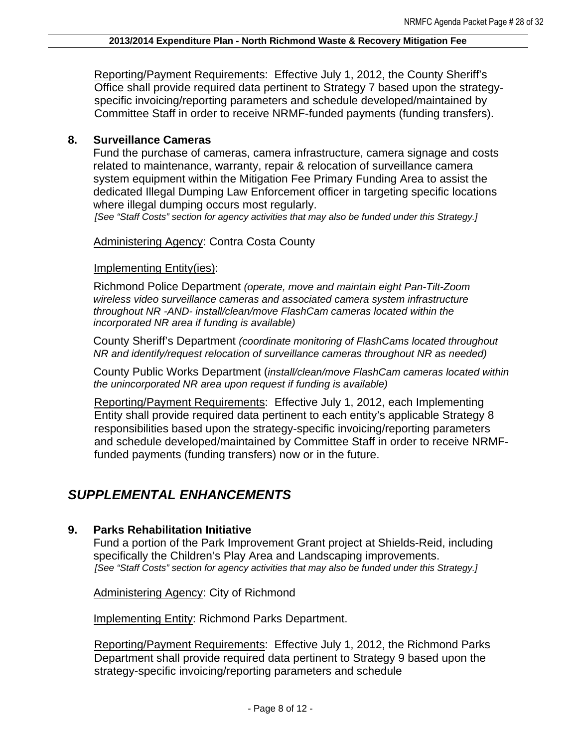Reporting/Payment Requirements: Effective July 1, 2012, the County Sheriff's Office shall provide required data pertinent to Strategy 7 based upon the strategy-specific invoicing/reporting parameters and schedule developed/maintained by Committee Staff in order to receive NRMF-funded payments (funding transfers).

**8. Surveillance Cameras**

Fund the purchase of cameras, camera infrastructure, camera signage and costs related to maintenance, warranty, repair & relocation of surveillance camera system equipment within the Mitigation Fee Primary Funding Area to assist the dedicated Illegal Dumping Law Enforcement officer in targeting specific locations where illegal dumping occurs most regularly.
*[See "Staff Costs" section for agency activities that may also be funded under this Strategy.]*

Administering Agency: Contra Costa County

Implementing Entity(ies):

Richmond Police Department *(operate, move and maintain eight Pan-Tilt-Zoom wireless video surveillance cameras and associated camera system infrastructure throughout NR -AND- install/clean/move FlashCam cameras located within the incorporated NR area if funding is available)*

County Sheriff's Department *(coordinate monitoring of FlashCams located throughout NR and identify/request relocation of surveillance cameras throughout NR as needed)*

County Public Works Department (*install/clean/move FlashCam cameras located within the unincorporated NR area upon request if funding is available)*

Reporting/Payment Requirements: Effective July 1, 2012, each Implementing Entity shall provide required data pertinent to each entity's applicable Strategy 8 responsibilities based upon the strategy-specific invoicing/reporting parameters and schedule developed/maintained by Committee Staff in order to receive NRMF-funded payments (funding transfers) now or in the future.

## *SUPPLEMENTAL ENHANCEMENTS*

**9. Parks Rehabilitation Initiative**

Fund a portion of the Park Improvement Grant project at Shields-Reid, including specifically the Children's Play Area and Landscaping improvements.
*[See "Staff Costs" section for agency activities that may also be funded under this Strategy.]*

Administering Agency: City of Richmond

Implementing Entity: Richmond Parks Department.

Reporting/Payment Requirements: Effective July 1, 2012, the Richmond Parks Department shall provide required data pertinent to Strategy 9 based upon the strategy-specific invoicing/reporting parameters and schedule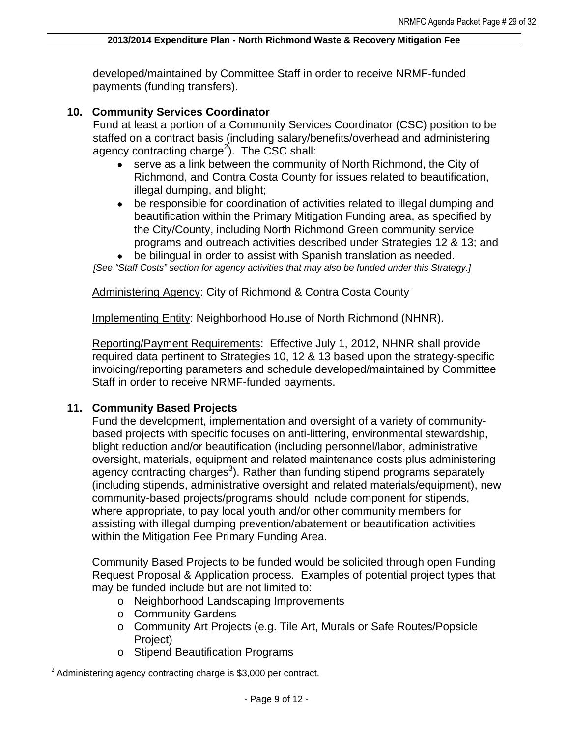developed/maintained by Committee Staff in order to receive NRMF-funded payments (funding transfers).

**10. Community Services Coordinator**

Fund at least a portion of a Community Services Coordinator (CSC) position to be staffed on a contract basis (including salary/benefits/overhead and administering agency contracting charge[2]). The CSC shall:

- serve as a link between the community of North Richmond, the City of Richmond, and Contra Costa County for issues related to beautification, illegal dumping, and blight;
- be responsible for coordination of activities related to illegal dumping and beautification within the Primary Mitigation Funding area, as specified by the City/County, including North Richmond Green community service programs and outreach activities described under Strategies 12 & 13; and
- be bilingual in order to assist with Spanish translation as needed.

*[See "Staff Costs" section for agency activities that may also be funded under this Strategy.]*

Administering Agency: City of Richmond & Contra Costa County

Implementing Entity: Neighborhood House of North Richmond (NHNR).

Reporting/Payment Requirements: Effective July 1, 2012, NHNR shall provide required data pertinent to Strategies 10, 12 & 13 based upon the strategy-specific invoicing/reporting parameters and schedule developed/maintained by Committee Staff in order to receive NRMF-funded payments.

**11. Community Based Projects**

Fund the development, implementation and oversight of a variety of community-based projects with specific focuses on anti-littering, environmental stewardship, blight reduction and/or beautification (including personnel/labor, administrative oversight, materials, equipment and related maintenance costs plus administering agency contracting charges[3]). Rather than funding stipend programs separately (including stipends, administrative oversight and related materials/equipment), new community-based projects/programs should include component for stipends, where appropriate, to pay local youth and/or other community members for assisting with illegal dumping prevention/abatement or beautification activities within the Mitigation Fee Primary Funding Area.

Community Based Projects to be funded would be solicited through open Funding Request Proposal & Application process. Examples of potential project types that may be funded include but are not limited to:

- Neighborhood Landscaping Improvements
- Community Gardens
- Community Art Projects (e.g. Tile Art, Murals or Safe Routes/Popsicle Project)
- Stipend Beautification Programs

[2] Administering agency contracting charge is $3,000 per contract.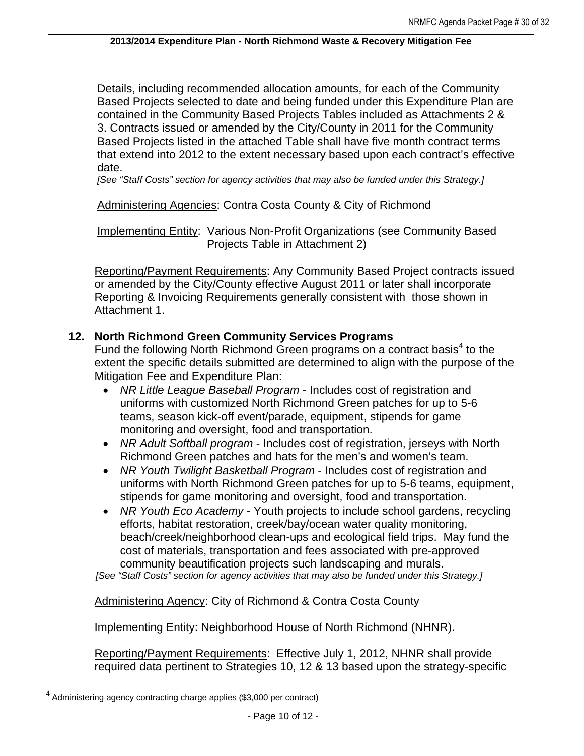Details, including recommended allocation amounts, for each of the Community Based Projects selected to date and being funded under this Expenditure Plan are contained in the Community Based Projects Tables included as Attachments 2 & 3. Contracts issued or amended by the City/County in 2011 for the Community Based Projects listed in the attached Table shall have five month contract terms that extend into 2012 to the extent necessary based upon each contract's effective date.
*[See "Staff Costs" section for agency activities that may also be funded under this Strategy.]*

Administering Agencies: Contra Costa County & City of Richmond

Implementing Entity: Various Non-Profit Organizations (see Community Based Projects Table in Attachment 2)

Reporting/Payment Requirements: Any Community Based Project contracts issued or amended by the City/County effective August 2011 or later shall incorporate Reporting & Invoicing Requirements generally consistent with those shown in Attachment 1.

**12. North Richmond Green Community Services Programs**

Fund the following North Richmond Green programs on a contract basis[4] to the extent the specific details submitted are determined to align with the purpose of the Mitigation Fee and Expenditure Plan:

- *NR Little League Baseball Program* - Includes cost of registration and uniforms with customized North Richmond Green patches for up to 5-6 teams, season kick-off event/parade, equipment, stipends for game monitoring and oversight, food and transportation.
- *NR Adult Softball program* - Includes cost of registration, jerseys with North Richmond Green patches and hats for the men's and women's team.
- *NR Youth Twilight Basketball Program* - Includes cost of registration and uniforms with North Richmond Green patches for up to 5-6 teams, equipment, stipends for game monitoring and oversight, food and transportation.
- *NR Youth Eco Academy* - Youth projects to include school gardens, recycling efforts, habitat restoration, creek/bay/ocean water quality monitoring, beach/creek/neighborhood clean-ups and ecological field trips. May fund the cost of materials, transportation and fees associated with pre-approved community beautification projects such landscaping and murals.

*[See "Staff Costs" section for agency activities that may also be funded under this Strategy.]*

Administering Agency: City of Richmond & Contra Costa County

Implementing Entity: Neighborhood House of North Richmond (NHNR).

Reporting/Payment Requirements: Effective July 1, 2012, NHNR shall provide required data pertinent to Strategies 10, 12 & 13 based upon the strategy-specific

[4] Administering agency contracting charge applies ($3,000 per contract)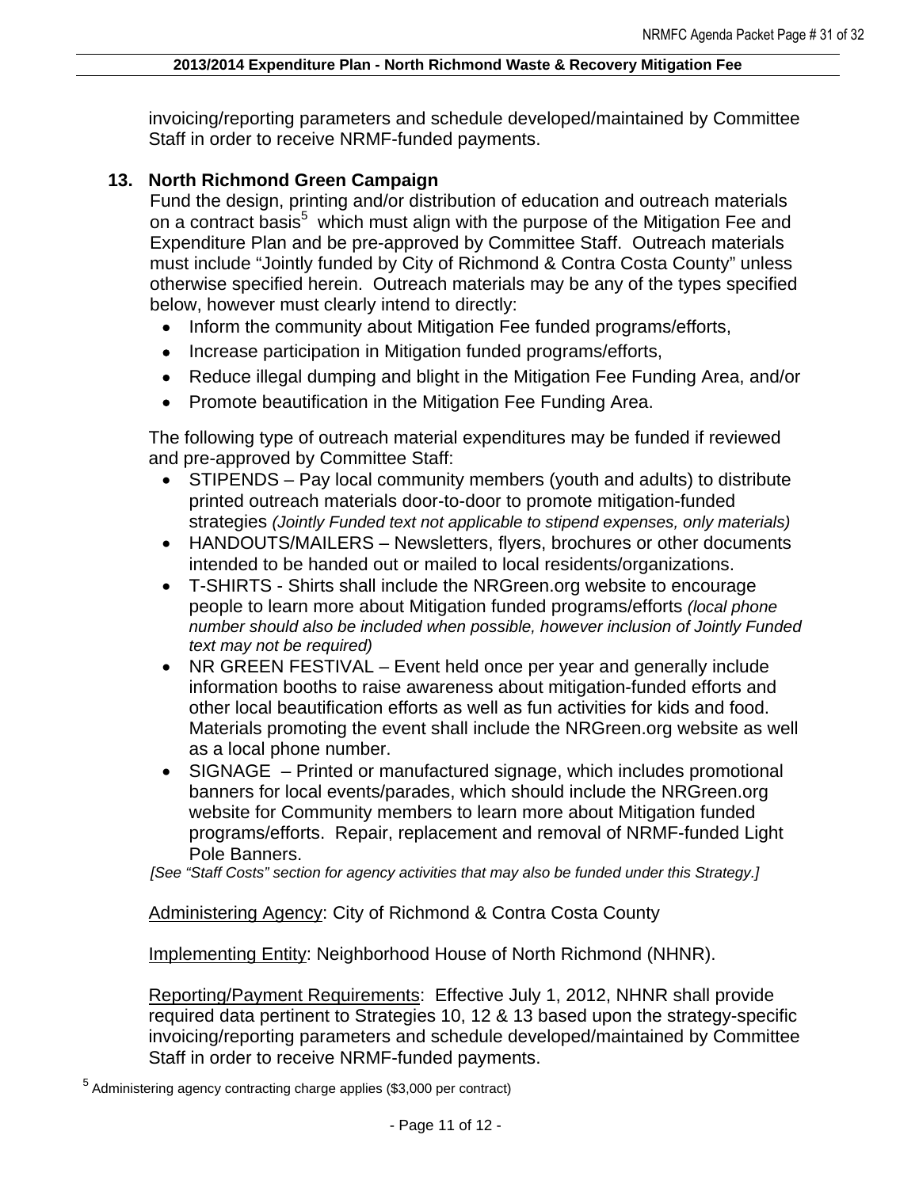invoicing/reporting parameters and schedule developed/maintained by Committee Staff in order to receive NRMF-funded payments.

### 13. North Richmond Green Campaign

Fund the design, printing and/or distribution of education and outreach materials on a contract basis[5] which must align with the purpose of the Mitigation Fee and Expenditure Plan and be pre-approved by Committee Staff. Outreach materials must include "Jointly funded by City of Richmond & Contra Costa County" unless otherwise specified herein. Outreach materials may be any of the types specified below, however must clearly intend to directly:

- Inform the community about Mitigation Fee funded programs/efforts,
- Increase participation in Mitigation funded programs/efforts,
- Reduce illegal dumping and blight in the Mitigation Fee Funding Area, and/or
- Promote beautification in the Mitigation Fee Funding Area.

The following type of outreach material expenditures may be funded if reviewed and pre-approved by Committee Staff:

- STIPENDS – Pay local community members (youth and adults) to distribute printed outreach materials door-to-door to promote mitigation-funded strategies *(Jointly Funded text not applicable to stipend expenses, only materials)*
- HANDOUTS/MAILERS – Newsletters, flyers, brochures or other documents intended to be handed out or mailed to local residents/organizations.
- T-SHIRTS - Shirts shall include the NRGreen.org website to encourage people to learn more about Mitigation funded programs/efforts *(local phone number should also be included when possible, however inclusion of Jointly Funded text may not be required)*
- NR GREEN FESTIVAL – Event held once per year and generally include information booths to raise awareness about mitigation-funded efforts and other local beautification efforts as well as fun activities for kids and food. Materials promoting the event shall include the NRGreen.org website as well as a local phone number.
- SIGNAGE – Printed or manufactured signage, which includes promotional banners for local events/parades, which should include the NRGreen.org website for Community members to learn more about Mitigation funded programs/efforts. Repair, replacement and removal of NRMF-funded Light Pole Banners.

*[See "Staff Costs" section for agency activities that may also be funded under this Strategy.]*

Administering Agency: City of Richmond & Contra Costa County

Implementing Entity: Neighborhood House of North Richmond (NHNR).

Reporting/Payment Requirements: Effective July 1, 2012, NHNR shall provide required data pertinent to Strategies 10, 12 & 13 based upon the strategy-specific invoicing/reporting parameters and schedule developed/maintained by Committee Staff in order to receive NRMF-funded payments.

[5] Administering agency contracting charge applies ($3,000 per contract)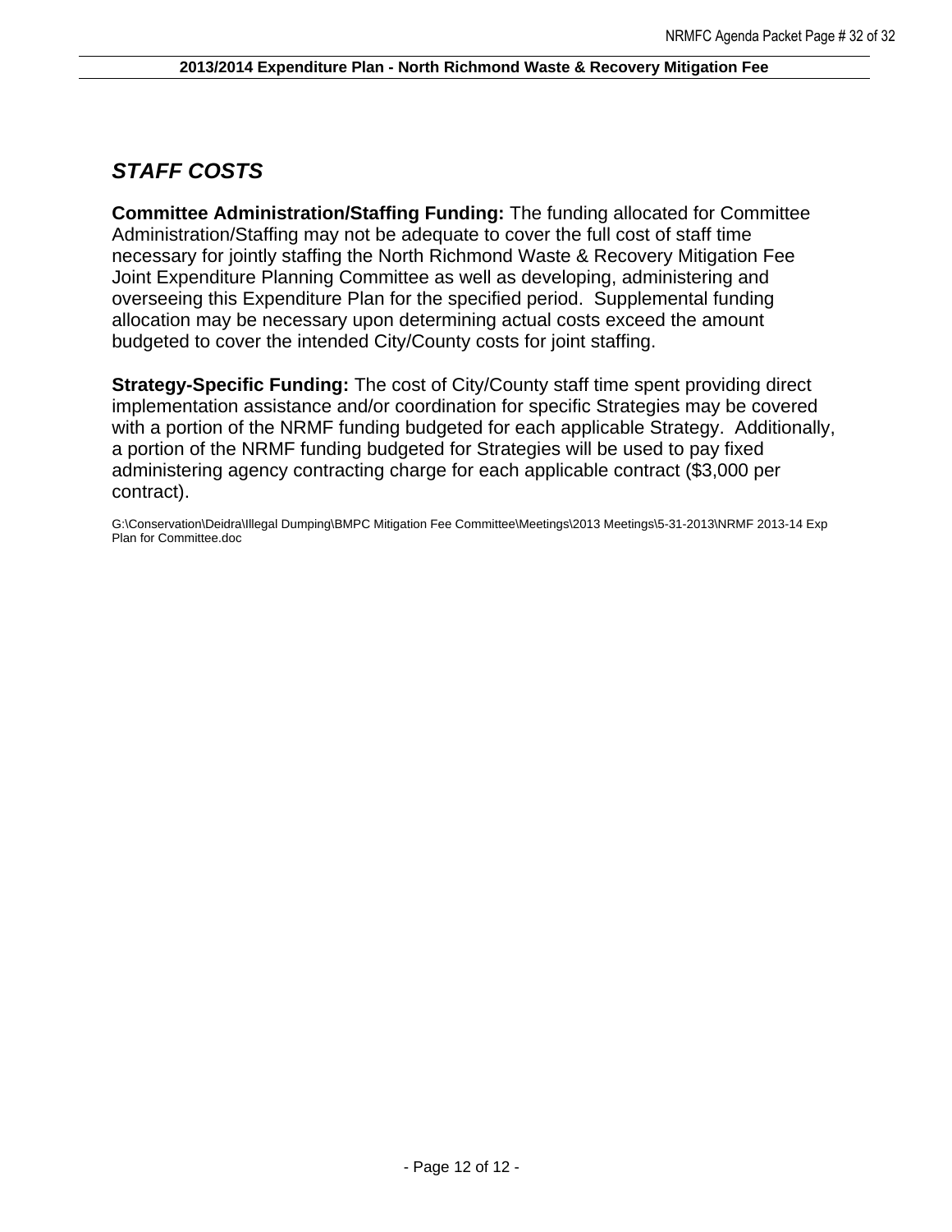## *STAFF COSTS*

**Committee Administration/Staffing Funding:** The funding allocated for Committee Administration/Staffing may not be adequate to cover the full cost of staff time necessary for jointly staffing the North Richmond Waste & Recovery Mitigation Fee Joint Expenditure Planning Committee as well as developing, administering and overseeing this Expenditure Plan for the specified period. Supplemental funding allocation may be necessary upon determining actual costs exceed the amount budgeted to cover the intended City/County costs for joint staffing.

**Strategy-Specific Funding:** The cost of City/County staff time spent providing direct implementation assistance and/or coordination for specific Strategies may be covered with a portion of the NRMF funding budgeted for each applicable Strategy. Additionally, a portion of the NRMF funding budgeted for Strategies will be used to pay fixed administering agency contracting charge for each applicable contract ($3,000 per contract).

G:\Conservation\Deidra\Illegal Dumping\BMPC Mitigation Fee Committee\Meetings\2013 Meetings\5-31-2013\NRMF 2013-14 Exp Plan for Committee.doc